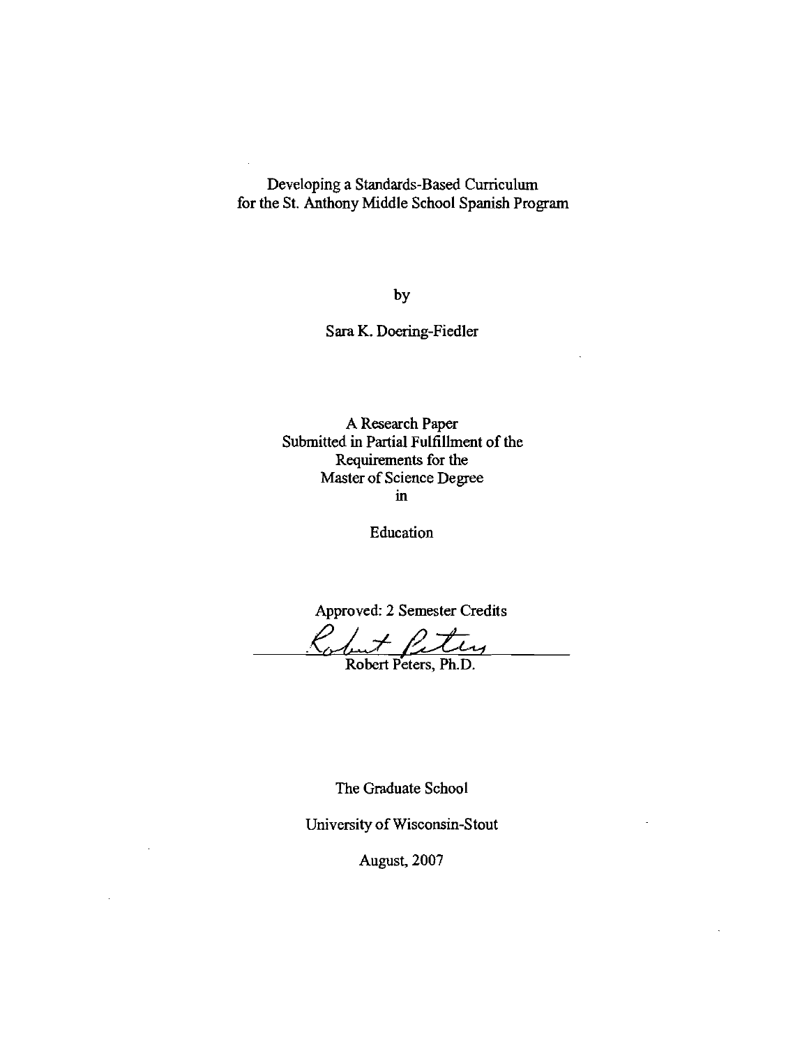Developing a Standards-Based Curriculum
for the St. Anthony Middle School Spanish Program

by

Sara K. Doering-Fiedler

A Research Paper
Submitted in Partial Fulfillment of the
Requirements for the
Master of Science Degree
in

Education

Approved: 2 Semester Credits

Robert Peters, Ph.D.

The Graduate School

University of Wisconsin-Stout

August, 2007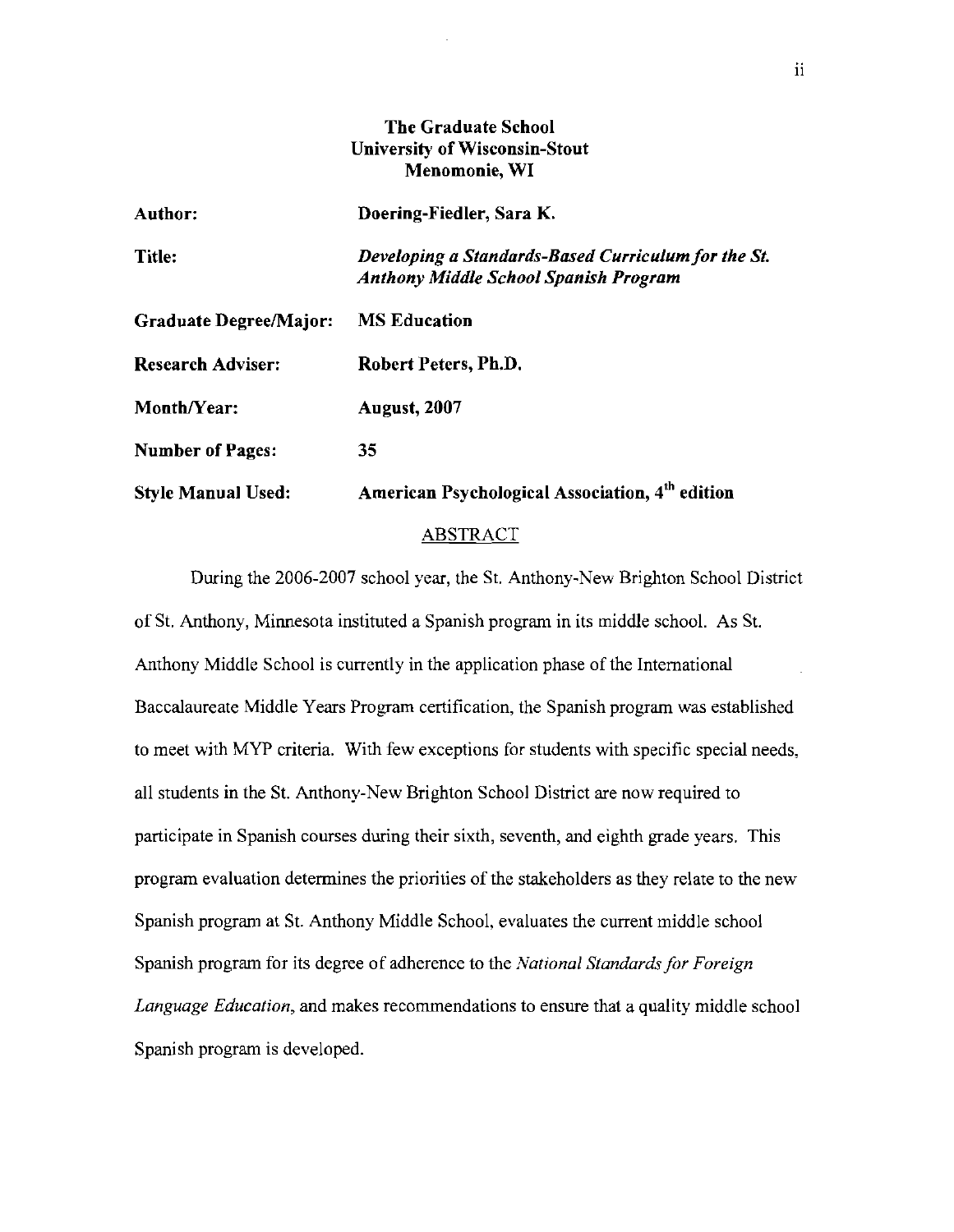**The Graduate School**
**University of Wisconsin-Stout**
**Menomonie, WI**

**Author:** **Doering-Fiedler, Sara K.**

**Title:** ***Developing a Standards-Based Curriculum for the St. Anthony Middle School Spanish Program***

**Graduate Degree/Major:** **MS Education**

**Research Adviser:** **Robert Peters, Ph.D.**

**Month/Year:** **August, 2007**

**Number of Pages:** **35**

**Style Manual Used:** **American Psychological Association, 4th edition**

## ABSTRACT

During the 2006-2007 school year, the St. Anthony-New Brighton School District of St. Anthony, Minnesota instituted a Spanish program in its middle school. As St. Anthony Middle School is currently in the application phase of the International Baccalaureate Middle Years Program certification, the Spanish program was established to meet with MYP criteria. With few exceptions for students with specific special needs, all students in the St. Anthony-New Brighton School District are now required to participate in Spanish courses during their sixth, seventh, and eighth grade years. This program evaluation determines the priorities of the stakeholders as they relate to the new Spanish program at St. Anthony Middle School, evaluates the current middle school Spanish program for its degree of adherence to the *National Standards for Foreign Language Education*, and makes recommendations to ensure that a quality middle school Spanish program is developed.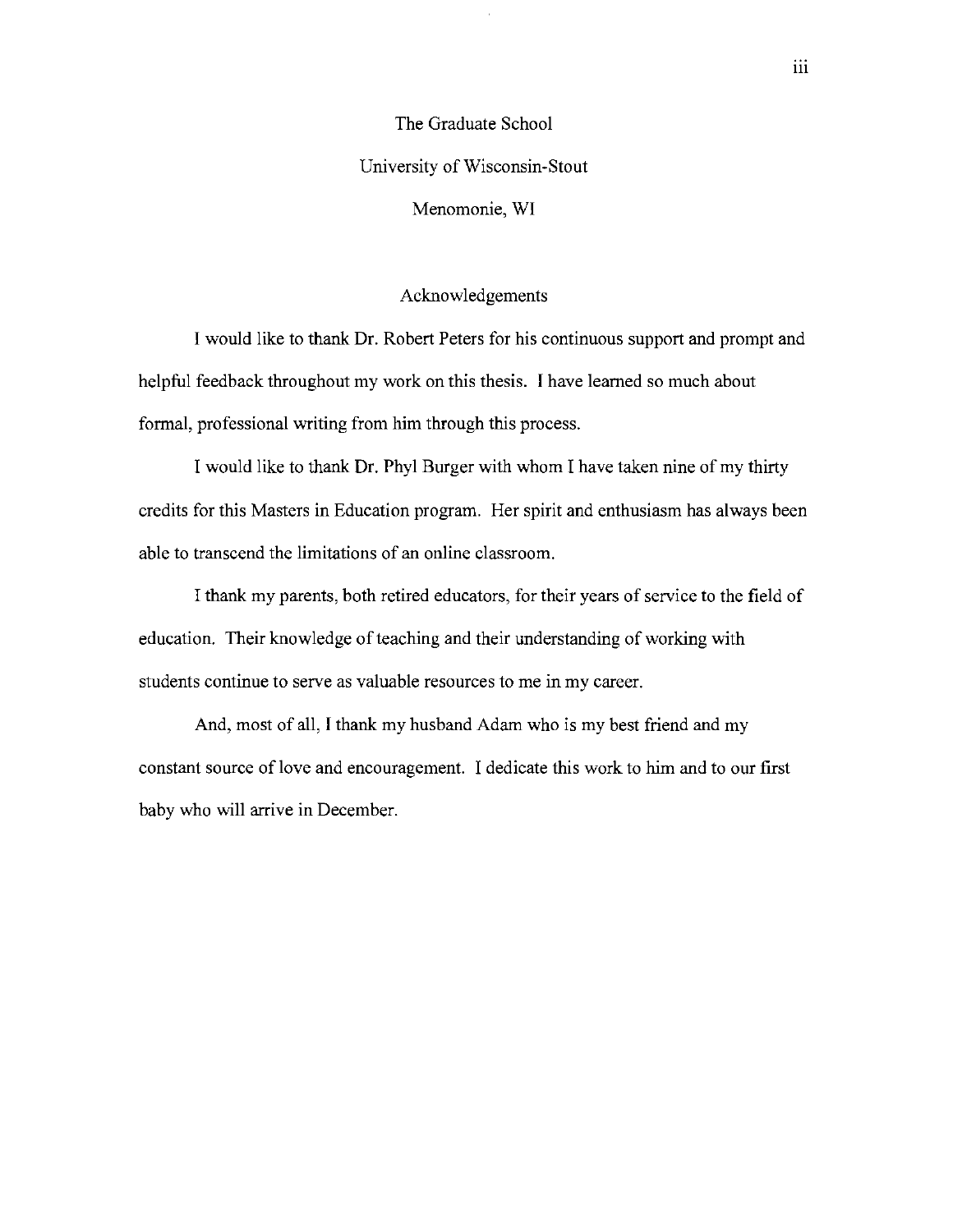The Graduate School

University of Wisconsin-Stout

Menomonie, WI

## Acknowledgements

I would like to thank Dr. Robert Peters for his continuous support and prompt and helpful feedback throughout my work on this thesis. I have learned so much about formal, professional writing from him through this process.

I would like to thank Dr. Phyl Burger with whom I have taken nine of my thirty credits for this Masters in Education program. Her spirit and enthusiasm has always been able to transcend the limitations of an online classroom.

I thank my parents, both retired educators, for their years of service to the field of education. Their knowledge of teaching and their understanding of working with students continue to serve as valuable resources to me in my career.

And, most of all, I thank my husband Adam who is my best friend and my constant source of love and encouragement. I dedicate this work to him and to our first baby who will arrive in December.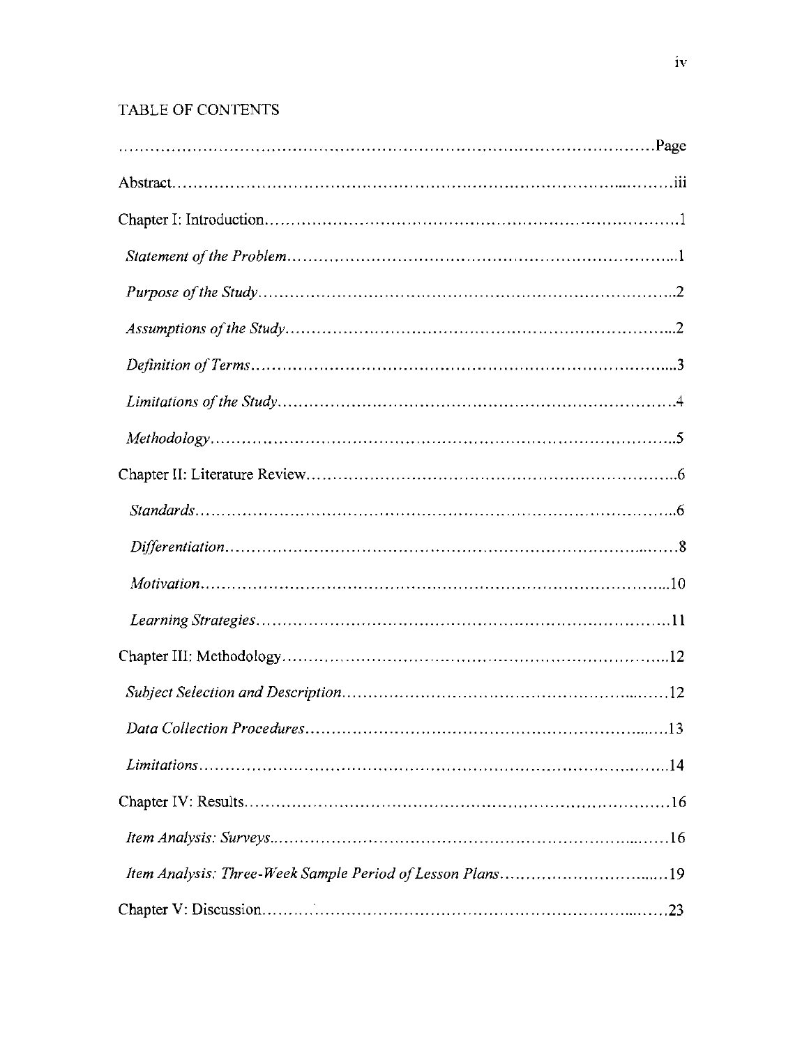## TABLE OF CONTENTS

| | Page |
|---|---|
| Abstract | iii |
| Chapter I: Introduction | 1 |
| *Statement of the Problem* | 1 |
| *Purpose of the Study* | 2 |
| *Assumptions of the Study* | 2 |
| *Definition of Terms* | 3 |
| *Limitations of the Study* | 4 |
| *Methodology* | 5 |
| Chapter II: Literature Review | 6 |
| *Standards* | 6 |
| *Differentiation* | 8 |
| *Motivation* | 10 |
| *Learning Strategies* | 11 |
| Chapter III: Methodology | 12 |
| *Subject Selection and Description* | 12 |
| *Data Collection Procedures* | 13 |
| *Limitations* | 14 |
| Chapter IV: Results | 16 |
| *Item Analysis: Surveys* | 16 |
| *Item Analysis: Three-Week Sample Period of Lesson Plans* | 19 |
| Chapter V: Discussion | 23 |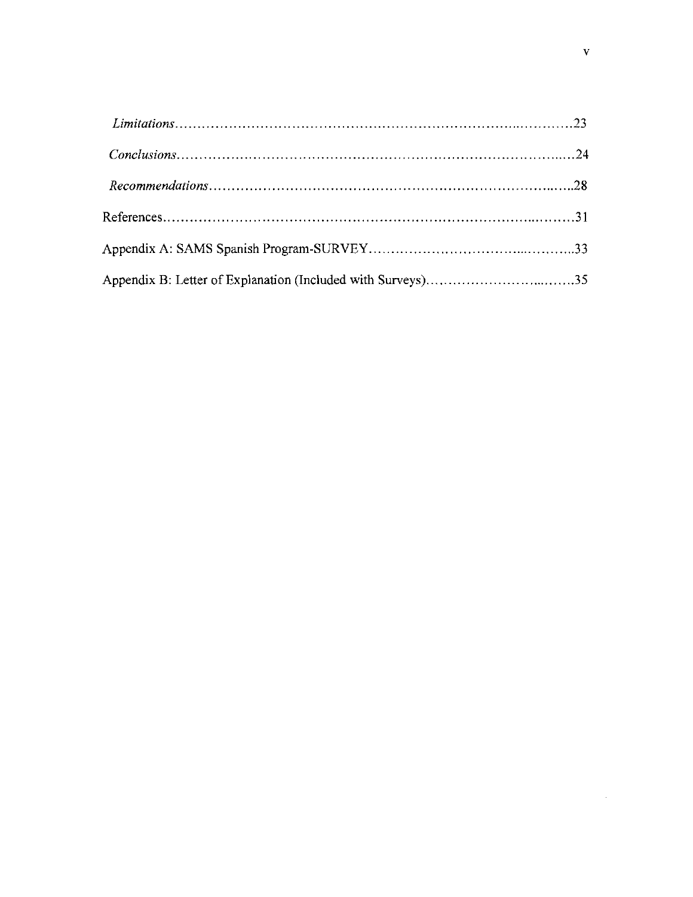*Limitations*..............................................................................23

*Conclusions*..............................................................................24

*Recommendations*..........................................................................28

References......................................................................................31

Appendix A: SAMS Spanish Program-SURVEY.........................................33

Appendix B: Letter of Explanation (Included with Surveys)......................35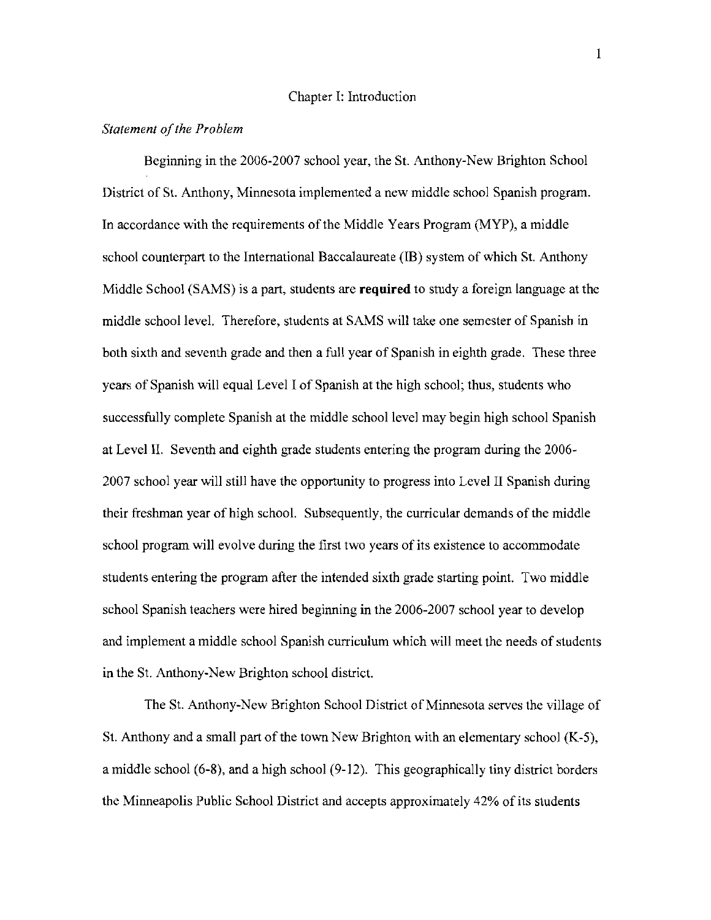# Chapter I: Introduction

*Statement of the Problem*

Beginning in the 2006-2007 school year, the St. Anthony-New Brighton School District of St. Anthony, Minnesota implemented a new middle school Spanish program. In accordance with the requirements of the Middle Years Program (MYP), a middle school counterpart to the International Baccalaureate (IB) system of which St. Anthony Middle School (SAMS) is a part, students are **required** to study a foreign language at the middle school level. Therefore, students at SAMS will take one semester of Spanish in both sixth and seventh grade and then a full year of Spanish in eighth grade. These three years of Spanish will equal Level I of Spanish at the high school; thus, students who successfully complete Spanish at the middle school level may begin high school Spanish at Level II. Seventh and eighth grade students entering the program during the 2006-2007 school year will still have the opportunity to progress into Level II Spanish during their freshman year of high school. Subsequently, the curricular demands of the middle school program will evolve during the first two years of its existence to accommodate students entering the program after the intended sixth grade starting point. Two middle school Spanish teachers were hired beginning in the 2006-2007 school year to develop and implement a middle school Spanish curriculum which will meet the needs of students in the St. Anthony-New Brighton school district.

The St. Anthony-New Brighton School District of Minnesota serves the village of St. Anthony and a small part of the town New Brighton with an elementary school (K-5), a middle school (6-8), and a high school (9-12). This geographically tiny district borders the Minneapolis Public School District and accepts approximately 42% of its students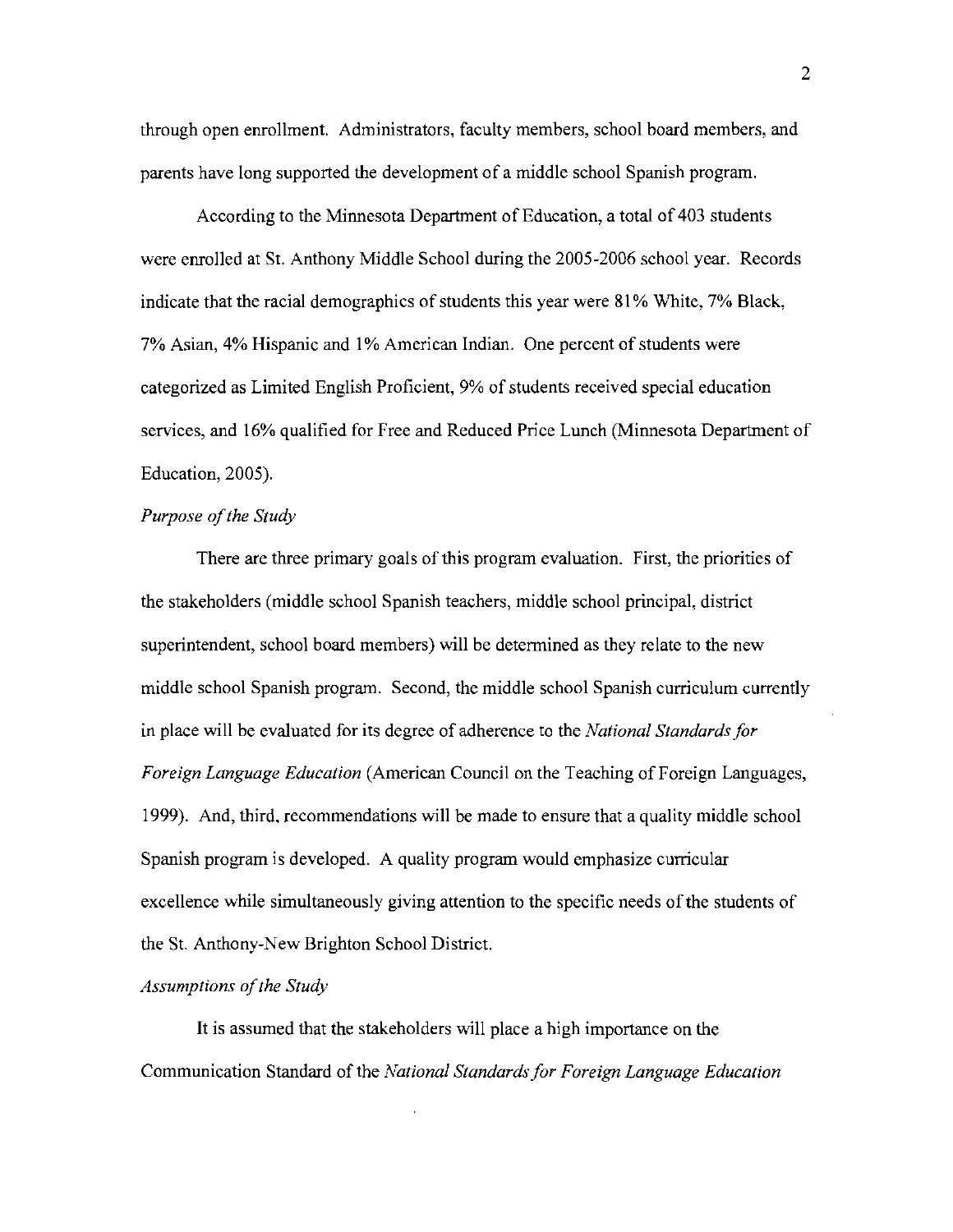through open enrollment. Administrators, faculty members, school board members, and parents have long supported the development of a middle school Spanish program.

According to the Minnesota Department of Education, a total of 403 students were enrolled at St. Anthony Middle School during the 2005-2006 school year. Records indicate that the racial demographics of students this year were 81% White, 7% Black, 7% Asian, 4% Hispanic and 1% American Indian. One percent of students were categorized as Limited English Proficient, 9% of students received special education services, and 16% qualified for Free and Reduced Price Lunch (Minnesota Department of Education, 2005).

### *Purpose of the Study*

There are three primary goals of this program evaluation. First, the priorities of the stakeholders (middle school Spanish teachers, middle school principal, district superintendent, school board members) will be determined as they relate to the new middle school Spanish program. Second, the middle school Spanish curriculum currently in place will be evaluated for its degree of adherence to the *National Standards for Foreign Language Education* (American Council on the Teaching of Foreign Languages, 1999). And, third, recommendations will be made to ensure that a quality middle school Spanish program is developed. A quality program would emphasize curricular excellence while simultaneously giving attention to the specific needs of the students of the St. Anthony-New Brighton School District.

### *Assumptions of the Study*

It is assumed that the stakeholders will place a high importance on the Communication Standard of the *National Standards for Foreign Language Education*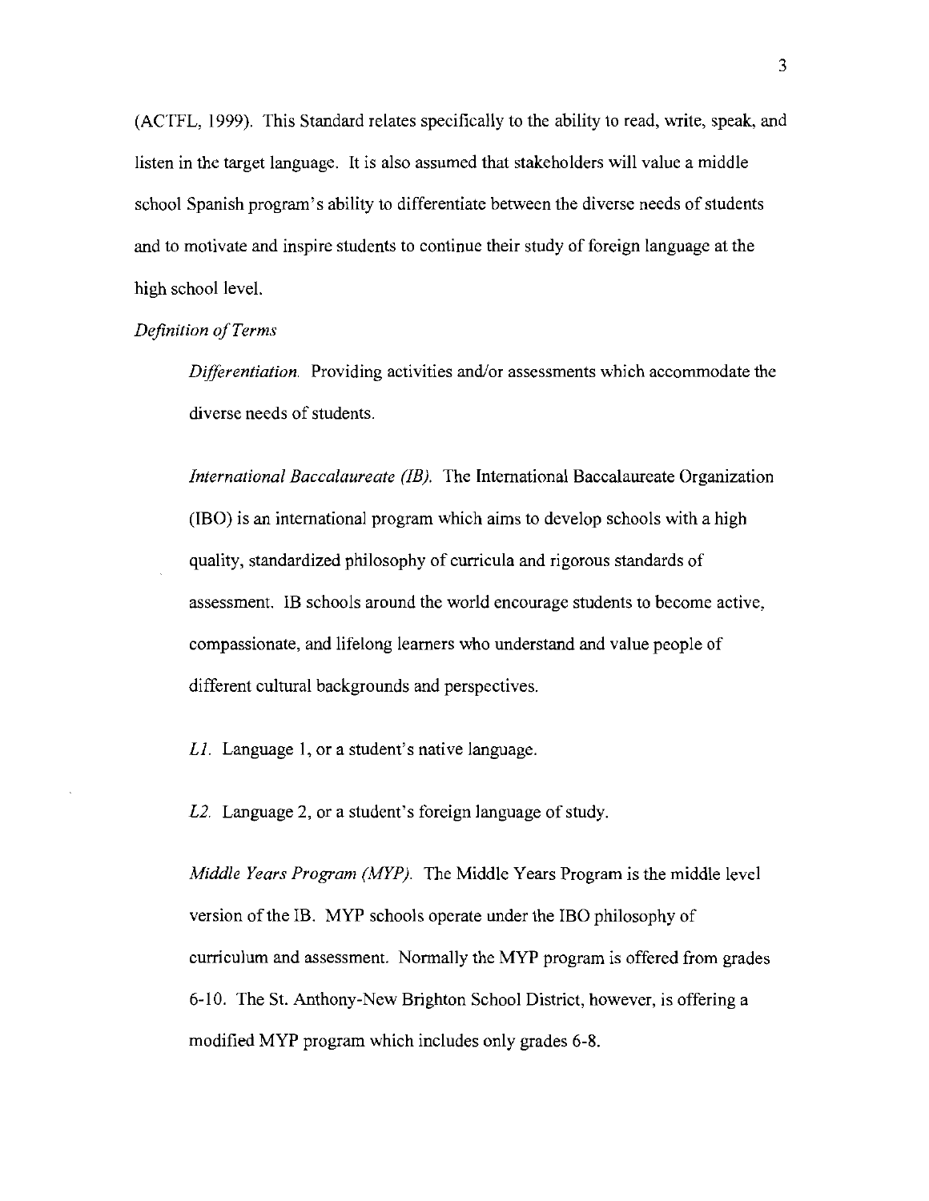(ACTFL, 1999). This Standard relates specifically to the ability to read, write, speak, and listen in the target language. It is also assumed that stakeholders will value a middle school Spanish program's ability to differentiate between the diverse needs of students and to motivate and inspire students to continue their study of foreign language at the high school level.

*Definition of Terms*

*Differentiation.* Providing activities and/or assessments which accommodate the diverse needs of students.

*International Baccalaureate (IB).* The International Baccalaureate Organization (IBO) is an international program which aims to develop schools with a high quality, standardized philosophy of curricula and rigorous standards of assessment. IB schools around the world encourage students to become active, compassionate, and lifelong learners who understand and value people of different cultural backgrounds and perspectives.

*L1.* Language 1, or a student's native language.

*L2.* Language 2, or a student's foreign language of study.

*Middle Years Program (MYP).* The Middle Years Program is the middle level version of the IB. MYP schools operate under the IBO philosophy of curriculum and assessment. Normally the MYP program is offered from grades 6-10. The St. Anthony-New Brighton School District, however, is offering a modified MYP program which includes only grades 6-8.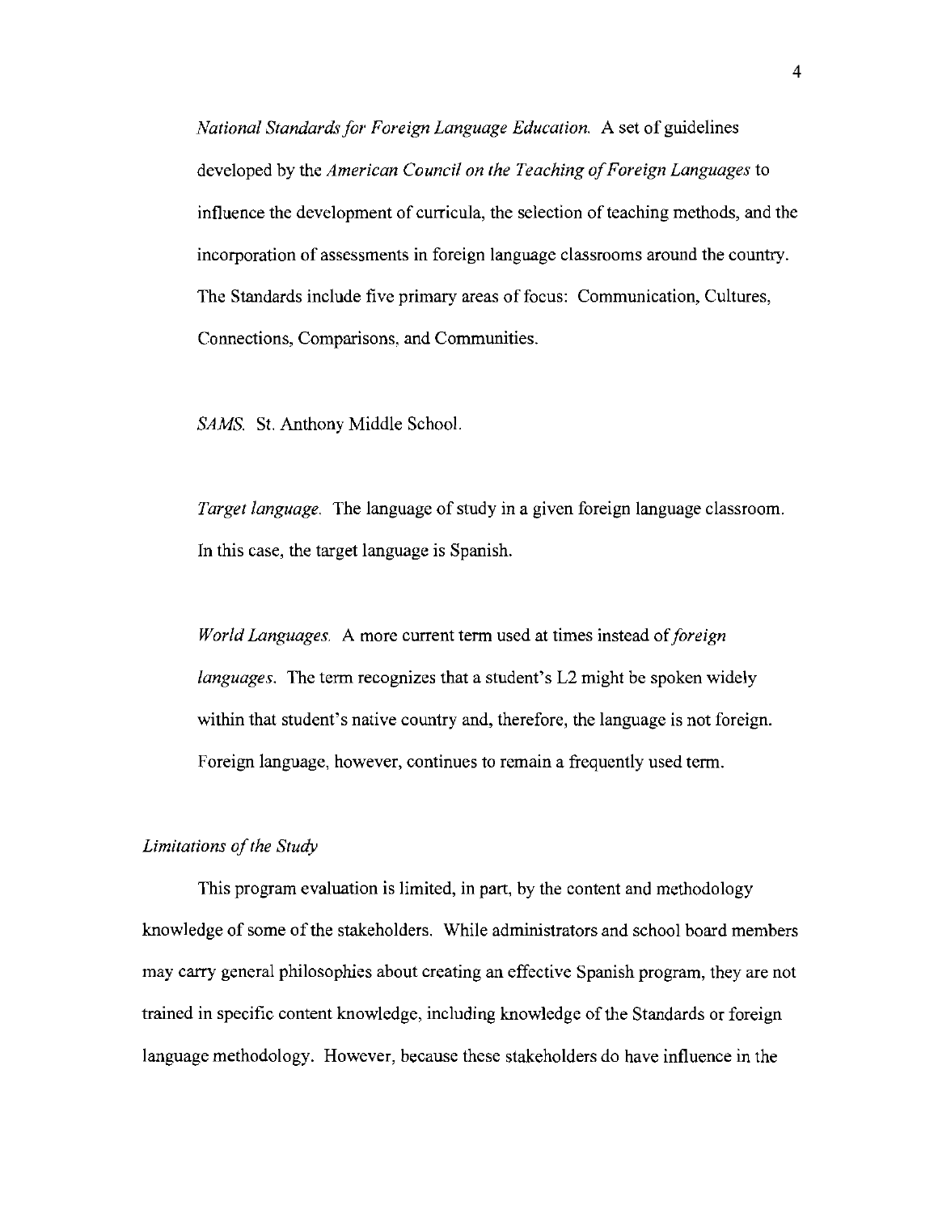*National Standards for Foreign Language Education.* A set of guidelines developed by the *American Council on the Teaching of Foreign Languages* to influence the development of curricula, the selection of teaching methods, and the incorporation of assessments in foreign language classrooms around the country. The Standards include five primary areas of focus: Communication, Cultures, Connections, Comparisons, and Communities.

*SAMS.* St. Anthony Middle School.

*Target language.* The language of study in a given foreign language classroom. In this case, the target language is Spanish.

*World Languages.* A more current term used at times instead of *foreign languages*. The term recognizes that a student's L2 might be spoken widely within that student's native country and, therefore, the language is not foreign. Foreign language, however, continues to remain a frequently used term.

### *Limitations of the Study*

This program evaluation is limited, in part, by the content and methodology knowledge of some of the stakeholders. While administrators and school board members may carry general philosophies about creating an effective Spanish program, they are not trained in specific content knowledge, including knowledge of the Standards or foreign language methodology. However, because these stakeholders do have influence in the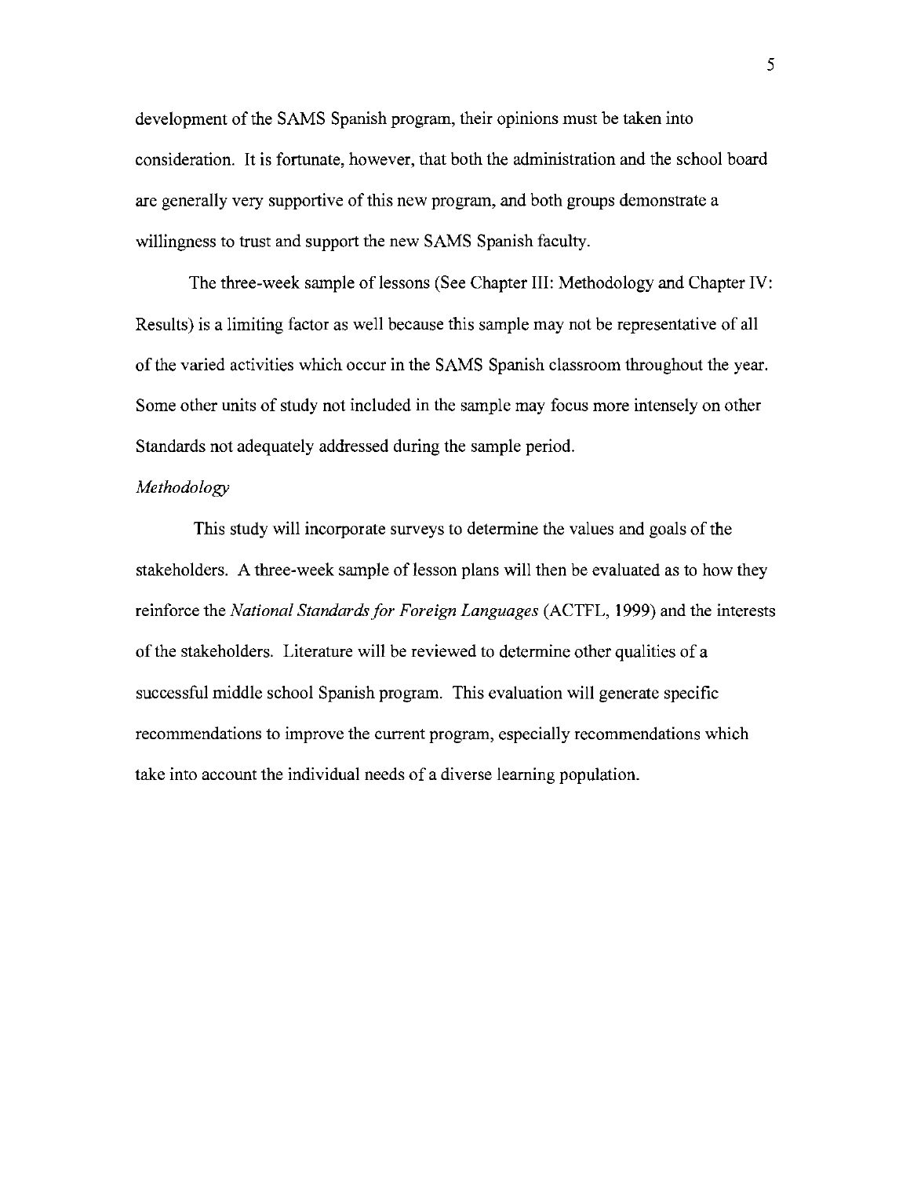development of the SAMS Spanish program, their opinions must be taken into consideration. It is fortunate, however, that both the administration and the school board are generally very supportive of this new program, and both groups demonstrate a willingness to trust and support the new SAMS Spanish faculty.

The three-week sample of lessons (See Chapter III: Methodology and Chapter IV: Results) is a limiting factor as well because this sample may not be representative of all of the varied activities which occur in the SAMS Spanish classroom throughout the year. Some other units of study not included in the sample may focus more intensely on other Standards not adequately addressed during the sample period.

*Methodology*

This study will incorporate surveys to determine the values and goals of the stakeholders. A three-week sample of lesson plans will then be evaluated as to how they reinforce the *National Standards for Foreign Languages* (ACTFL, 1999) and the interests of the stakeholders. Literature will be reviewed to determine other qualities of a successful middle school Spanish program. This evaluation will generate specific recommendations to improve the current program, especially recommendations which take into account the individual needs of a diverse learning population.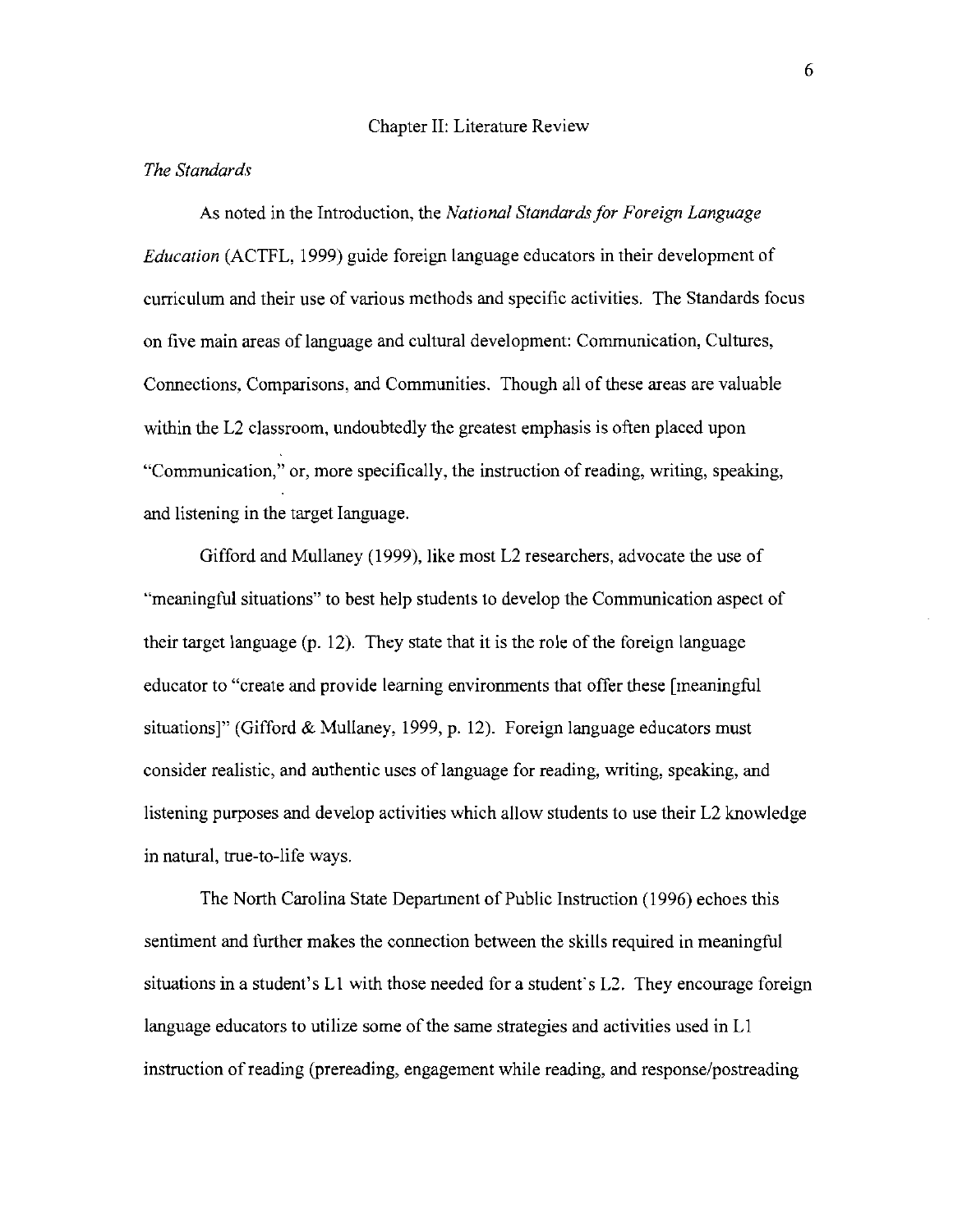# Chapter II: Literature Review

## *The Standards*

As noted in the Introduction, the *National Standards for Foreign Language Education* (ACTFL, 1999) guide foreign language educators in their development of curriculum and their use of various methods and specific activities. The Standards focus on five main areas of language and cultural development: Communication, Cultures, Connections, Comparisons, and Communities. Though all of these areas are valuable within the L2 classroom, undoubtedly the greatest emphasis is often placed upon "Communication," or, more specifically, the instruction of reading, writing, speaking, and listening in the target language.

Gifford and Mullaney (1999), like most L2 researchers, advocate the use of "meaningful situations" to best help students to develop the Communication aspect of their target language (p. 12). They state that it is the role of the foreign language educator to "create and provide learning environments that offer these [meaningful situations]" (Gifford & Mullaney, 1999, p. 12). Foreign language educators must consider realistic, and authentic uses of language for reading, writing, speaking, and listening purposes and develop activities which allow students to use their L2 knowledge in natural, true-to-life ways.

The North Carolina State Department of Public Instruction (1996) echoes this sentiment and further makes the connection between the skills required in meaningful situations in a student's L1 with those needed for a student's L2. They encourage foreign language educators to utilize some of the same strategies and activities used in L1 instruction of reading (prereading, engagement while reading, and response/postreading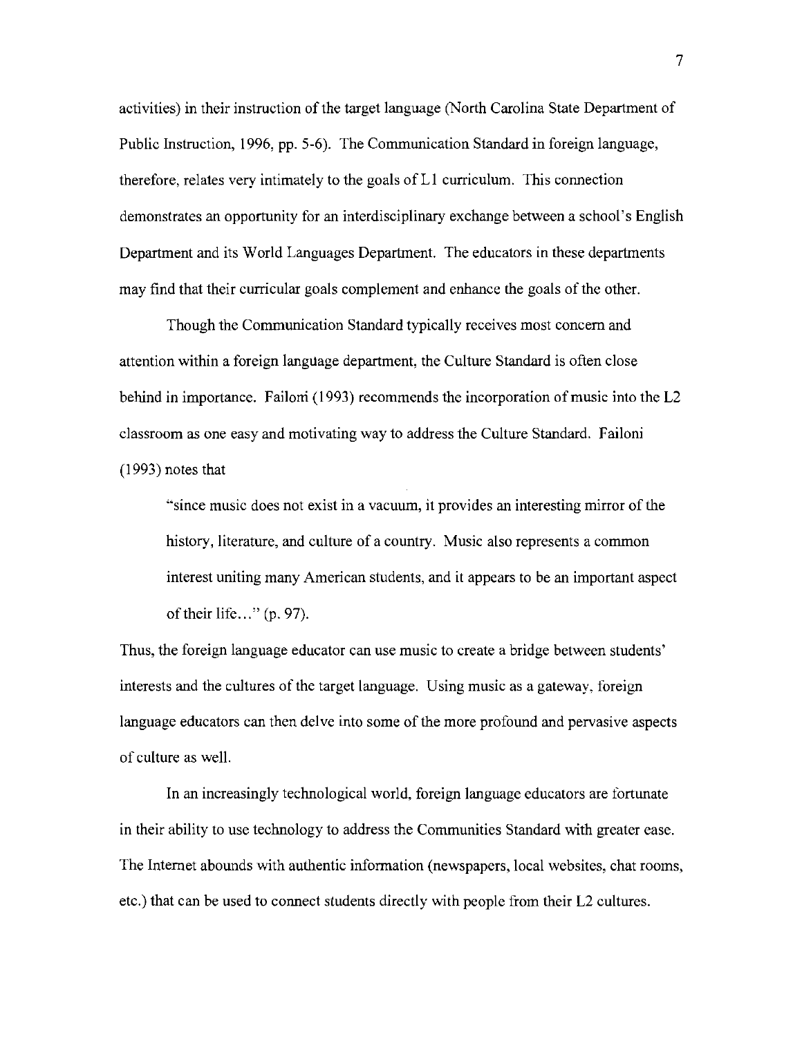activities) in their instruction of the target language (North Carolina State Department of Public Instruction, 1996, pp. 5-6). The Communication Standard in foreign language, therefore, relates very intimately to the goals of L1 curriculum. This connection demonstrates an opportunity for an interdisciplinary exchange between a school's English Department and its World Languages Department. The educators in these departments may find that their curricular goals complement and enhance the goals of the other.

Though the Communication Standard typically receives most concern and attention within a foreign language department, the Culture Standard is often close behind in importance. Failoni (1993) recommends the incorporation of music into the L2 classroom as one easy and motivating way to address the Culture Standard. Failoni (1993) notes that

> "since music does not exist in a vacuum, it provides an interesting mirror of the history, literature, and culture of a country. Music also represents a common interest uniting many American students, and it appears to be an important aspect of their life…" (p. 97).

Thus, the foreign language educator can use music to create a bridge between students' interests and the cultures of the target language. Using music as a gateway, foreign language educators can then delve into some of the more profound and pervasive aspects of culture as well.

In an increasingly technological world, foreign language educators are fortunate in their ability to use technology to address the Communities Standard with greater ease. The Internet abounds with authentic information (newspapers, local websites, chat rooms, etc.) that can be used to connect students directly with people from their L2 cultures.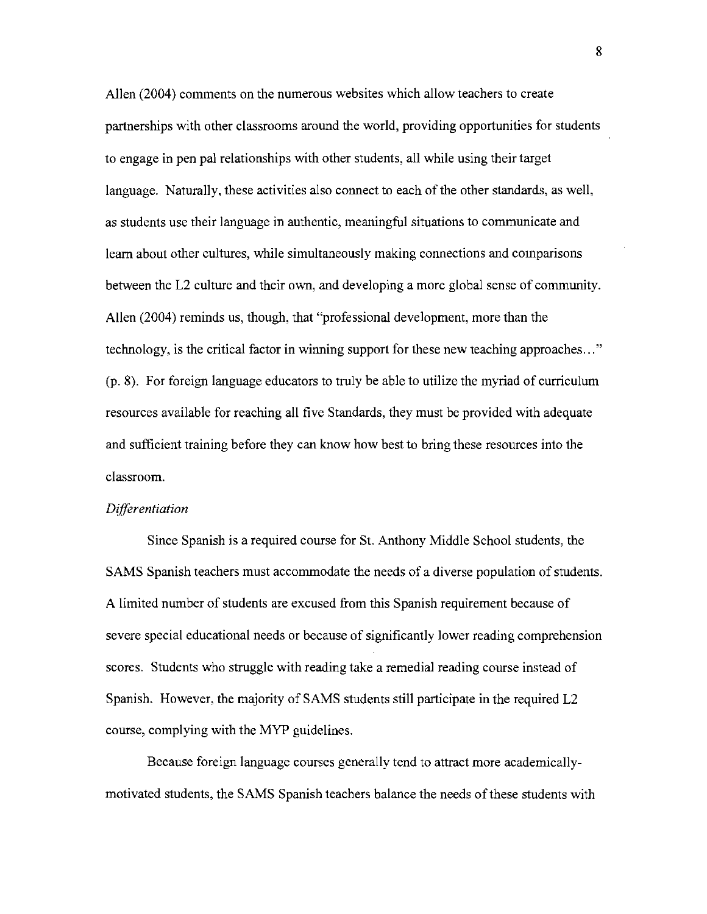Allen (2004) comments on the numerous websites which allow teachers to create partnerships with other classrooms around the world, providing opportunities for students to engage in pen pal relationships with other students, all while using their target language. Naturally, these activities also connect to each of the other standards, as well, as students use their language in authentic, meaningful situations to communicate and learn about other cultures, while simultaneously making connections and comparisons between the L2 culture and their own, and developing a more global sense of community. Allen (2004) reminds us, though, that "professional development, more than the technology, is the critical factor in winning support for these new teaching approaches…" (p. 8). For foreign language educators to truly be able to utilize the myriad of curriculum resources available for reaching all five Standards, they must be provided with adequate and sufficient training before they can know how best to bring these resources into the classroom.

*Differentiation*

Since Spanish is a required course for St. Anthony Middle School students, the SAMS Spanish teachers must accommodate the needs of a diverse population of students. A limited number of students are excused from this Spanish requirement because of severe special educational needs or because of significantly lower reading comprehension scores. Students who struggle with reading take a remedial reading course instead of Spanish. However, the majority of SAMS students still participate in the required L2 course, complying with the MYP guidelines.

Because foreign language courses generally tend to attract more academically-motivated students, the SAMS Spanish teachers balance the needs of these students with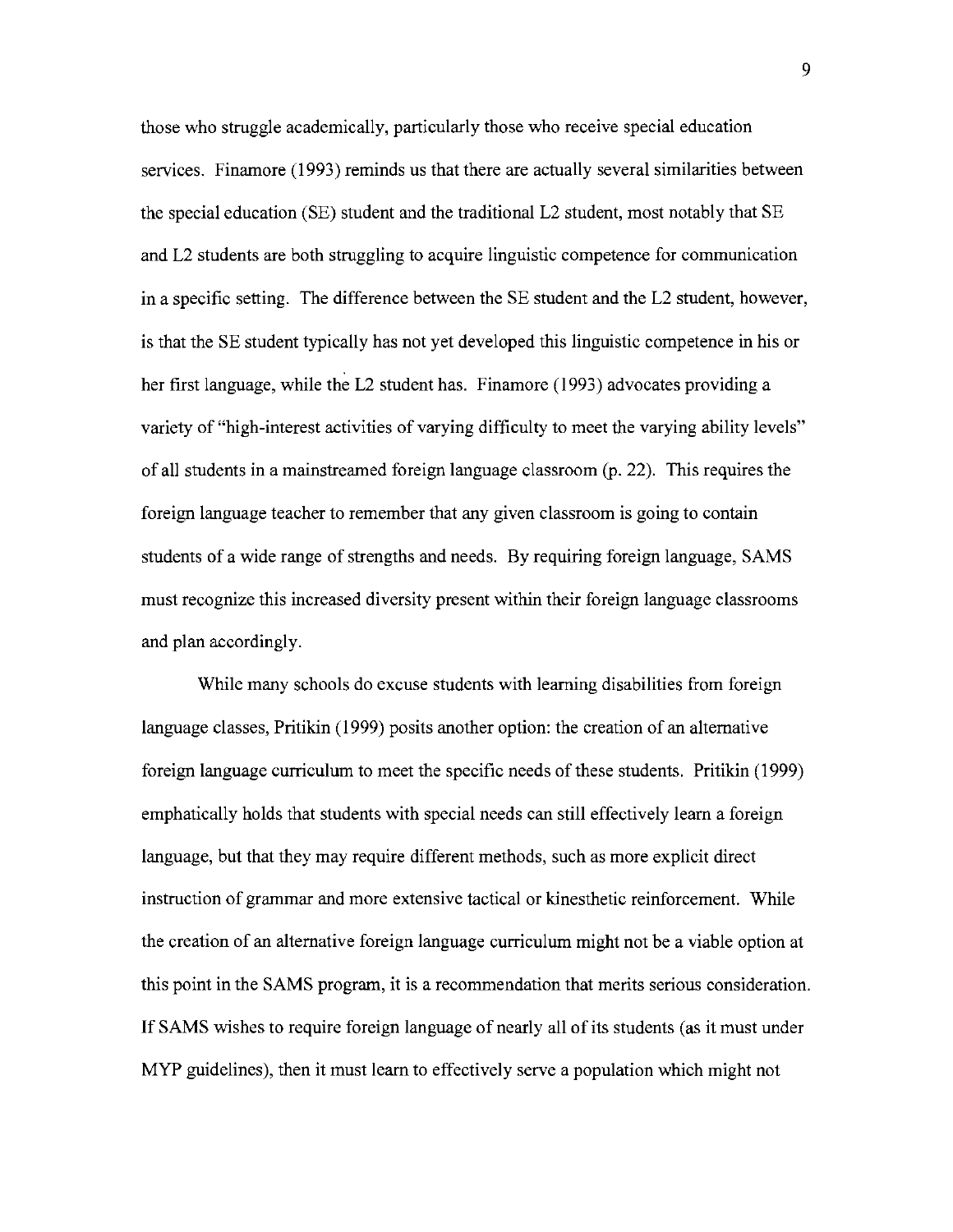those who struggle academically, particularly those who receive special education services. Finamore (1993) reminds us that there are actually several similarities between the special education (SE) student and the traditional L2 student, most notably that SE and L2 students are both struggling to acquire linguistic competence for communication in a specific setting. The difference between the SE student and the L2 student, however, is that the SE student typically has not yet developed this linguistic competence in his or her first language, while the L2 student has. Finamore (1993) advocates providing a variety of "high-interest activities of varying difficulty to meet the varying ability levels" of all students in a mainstreamed foreign language classroom (p. 22). This requires the foreign language teacher to remember that any given classroom is going to contain students of a wide range of strengths and needs. By requiring foreign language, SAMS must recognize this increased diversity present within their foreign language classrooms and plan accordingly.

While many schools do excuse students with learning disabilities from foreign language classes, Pritikin (1999) posits another option: the creation of an alternative foreign language curriculum to meet the specific needs of these students. Pritikin (1999) emphatically holds that students with special needs can still effectively learn a foreign language, but that they may require different methods, such as more explicit direct instruction of grammar and more extensive tactical or kinesthetic reinforcement. While the creation of an alternative foreign language curriculum might not be a viable option at this point in the SAMS program, it is a recommendation that merits serious consideration. If SAMS wishes to require foreign language of nearly all of its students (as it must under MYP guidelines), then it must learn to effectively serve a population which might not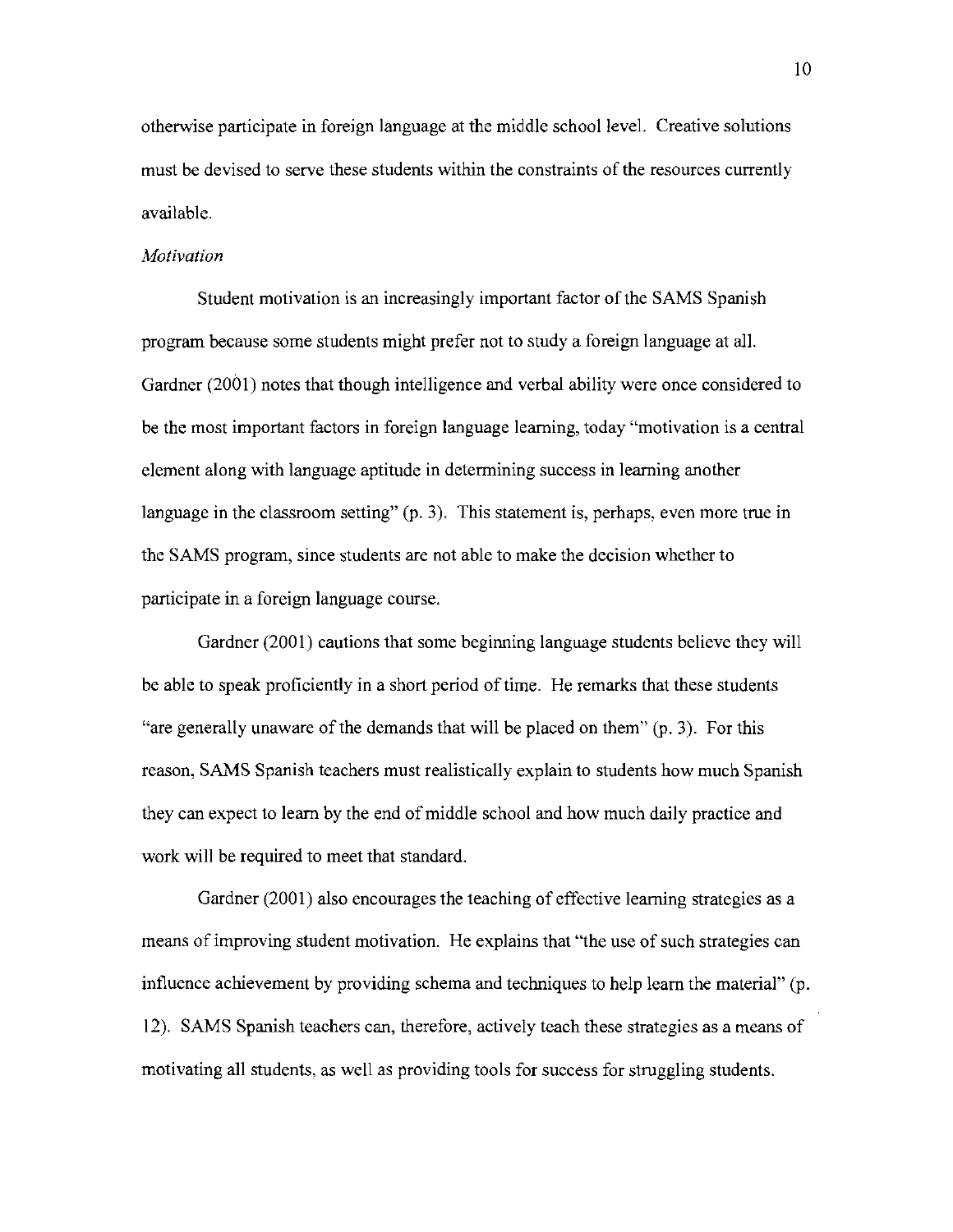otherwise participate in foreign language at the middle school level. Creative solutions must be devised to serve these students within the constraints of the resources currently available.

*Motivation*

Student motivation is an increasingly important factor of the SAMS Spanish program because some students might prefer not to study a foreign language at all. Gardner (2001) notes that though intelligence and verbal ability were once considered to be the most important factors in foreign language learning, today "motivation is a central element along with language aptitude in determining success in learning another language in the classroom setting" (p. 3). This statement is, perhaps, even more true in the SAMS program, since students are not able to make the decision whether to participate in a foreign language course.

Gardner (2001) cautions that some beginning language students believe they will be able to speak proficiently in a short period of time. He remarks that these students "are generally unaware of the demands that will be placed on them" (p. 3). For this reason, SAMS Spanish teachers must realistically explain to students how much Spanish they can expect to learn by the end of middle school and how much daily practice and work will be required to meet that standard.

Gardner (2001) also encourages the teaching of effective learning strategies as a means of improving student motivation. He explains that "the use of such strategies can influence achievement by providing schema and techniques to help learn the material" (p. 12). SAMS Spanish teachers can, therefore, actively teach these strategies as a means of motivating all students, as well as providing tools for success for struggling students.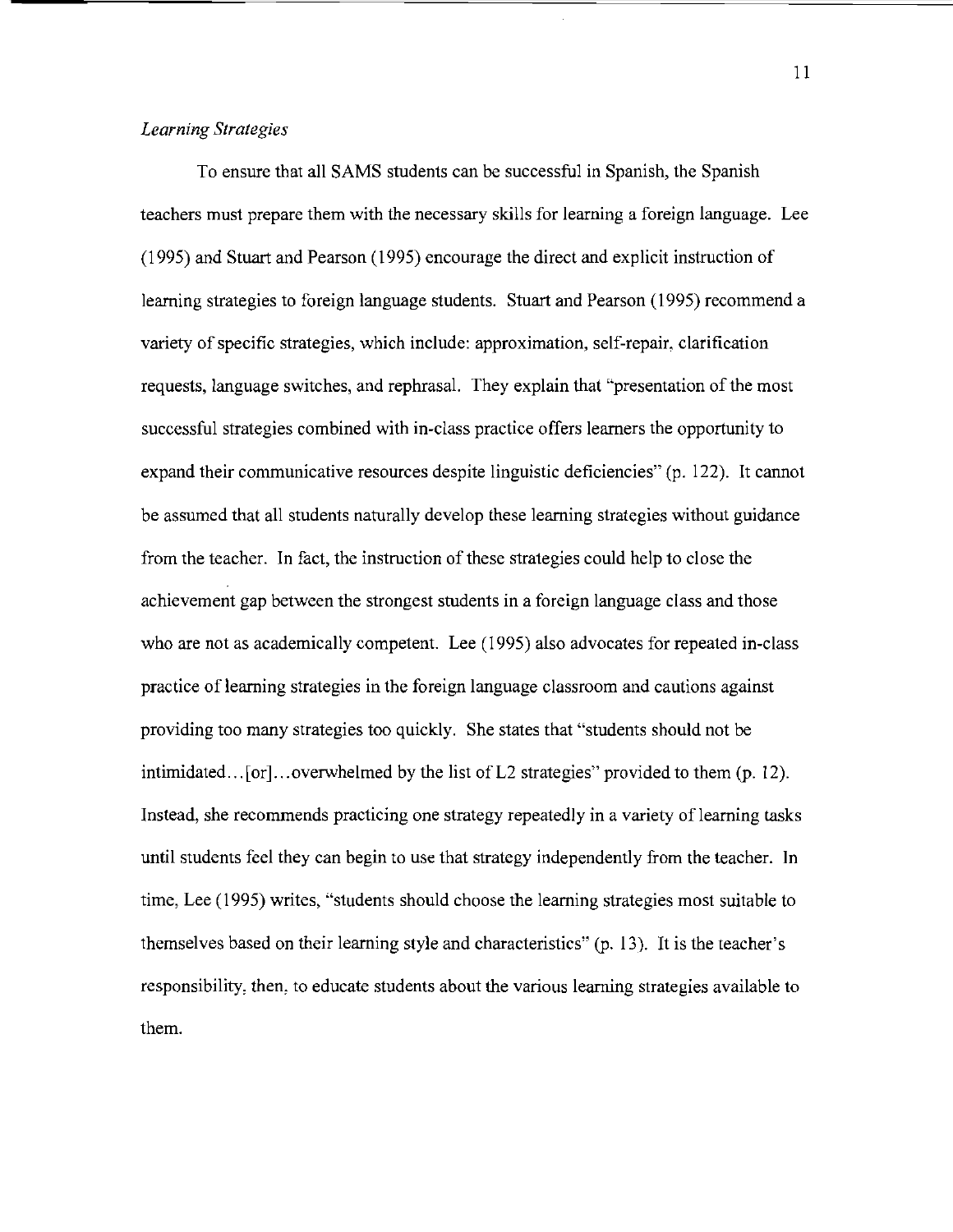*Learning Strategies*

To ensure that all SAMS students can be successful in Spanish, the Spanish teachers must prepare them with the necessary skills for learning a foreign language. Lee (1995) and Stuart and Pearson (1995) encourage the direct and explicit instruction of learning strategies to foreign language students. Stuart and Pearson (1995) recommend a variety of specific strategies, which include: approximation, self-repair, clarification requests, language switches, and rephrasal. They explain that "presentation of the most successful strategies combined with in-class practice offers learners the opportunity to expand their communicative resources despite linguistic deficiencies" (p. 122). It cannot be assumed that all students naturally develop these learning strategies without guidance from the teacher. In fact, the instruction of these strategies could help to close the achievement gap between the strongest students in a foreign language class and those who are not as academically competent. Lee (1995) also advocates for repeated in-class practice of learning strategies in the foreign language classroom and cautions against providing too many strategies too quickly. She states that "students should not be intimidated…[or]…overwhelmed by the list of L2 strategies" provided to them (p. 12). Instead, she recommends practicing one strategy repeatedly in a variety of learning tasks until students feel they can begin to use that strategy independently from the teacher. In time, Lee (1995) writes, "students should choose the learning strategies most suitable to themselves based on their learning style and characteristics" (p. 13). It is the teacher's responsibility, then, to educate students about the various learning strategies available to them.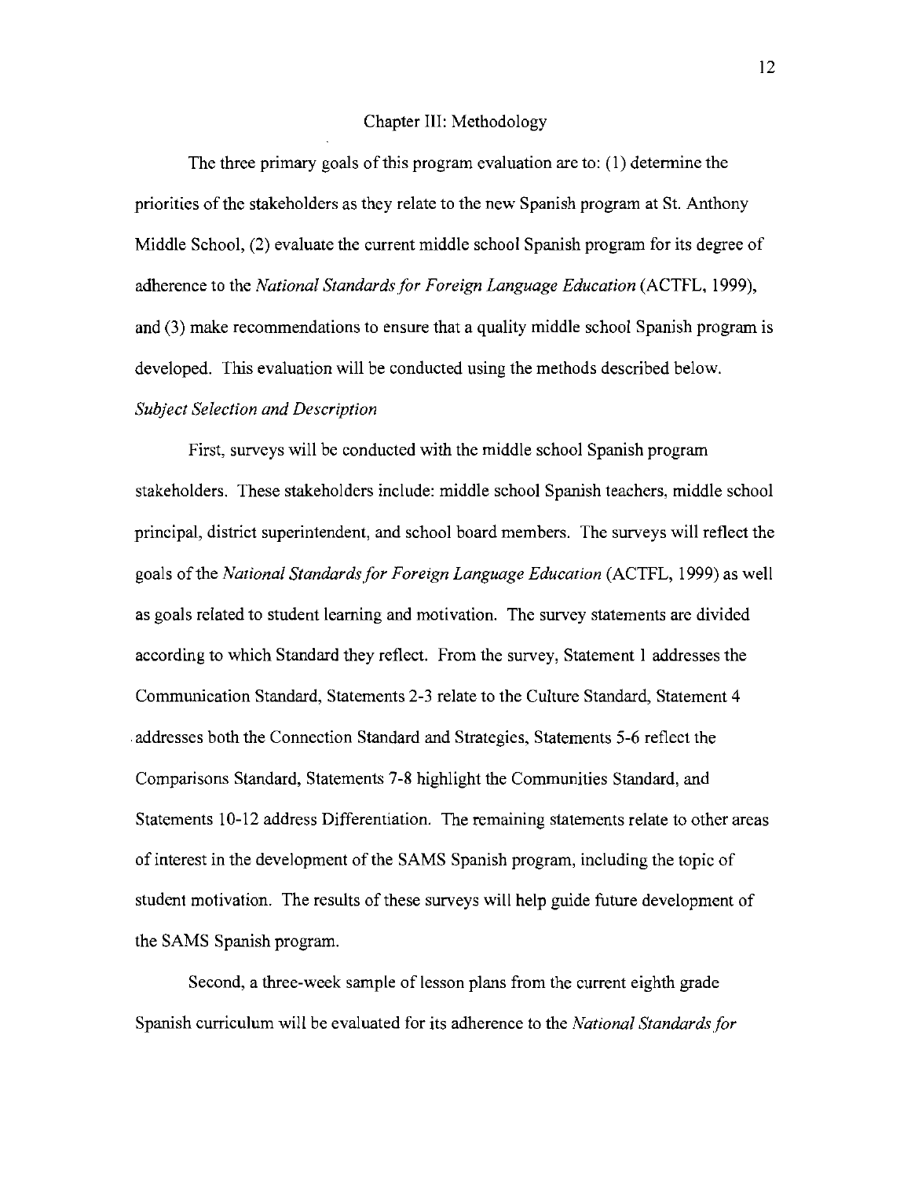# Chapter III: Methodology

The three primary goals of this program evaluation are to: (1) determine the priorities of the stakeholders as they relate to the new Spanish program at St. Anthony Middle School, (2) evaluate the current middle school Spanish program for its degree of adherence to the *National Standards for Foreign Language Education* (ACTFL, 1999), and (3) make recommendations to ensure that a quality middle school Spanish program is developed. This evaluation will be conducted using the methods described below.

### *Subject Selection and Description*

First, surveys will be conducted with the middle school Spanish program stakeholders. These stakeholders include: middle school Spanish teachers, middle school principal, district superintendent, and school board members. The surveys will reflect the goals of the *National Standards for Foreign Language Education* (ACTFL, 1999) as well as goals related to student learning and motivation. The survey statements are divided according to which Standard they reflect. From the survey, Statement 1 addresses the Communication Standard, Statements 2-3 relate to the Culture Standard, Statement 4 addresses both the Connection Standard and Strategies, Statements 5-6 reflect the Comparisons Standard, Statements 7-8 highlight the Communities Standard, and Statements 10-12 address Differentiation. The remaining statements relate to other areas of interest in the development of the SAMS Spanish program, including the topic of student motivation. The results of these surveys will help guide future development of the SAMS Spanish program.

Second, a three-week sample of lesson plans from the current eighth grade Spanish curriculum will be evaluated for its adherence to the *National Standards for*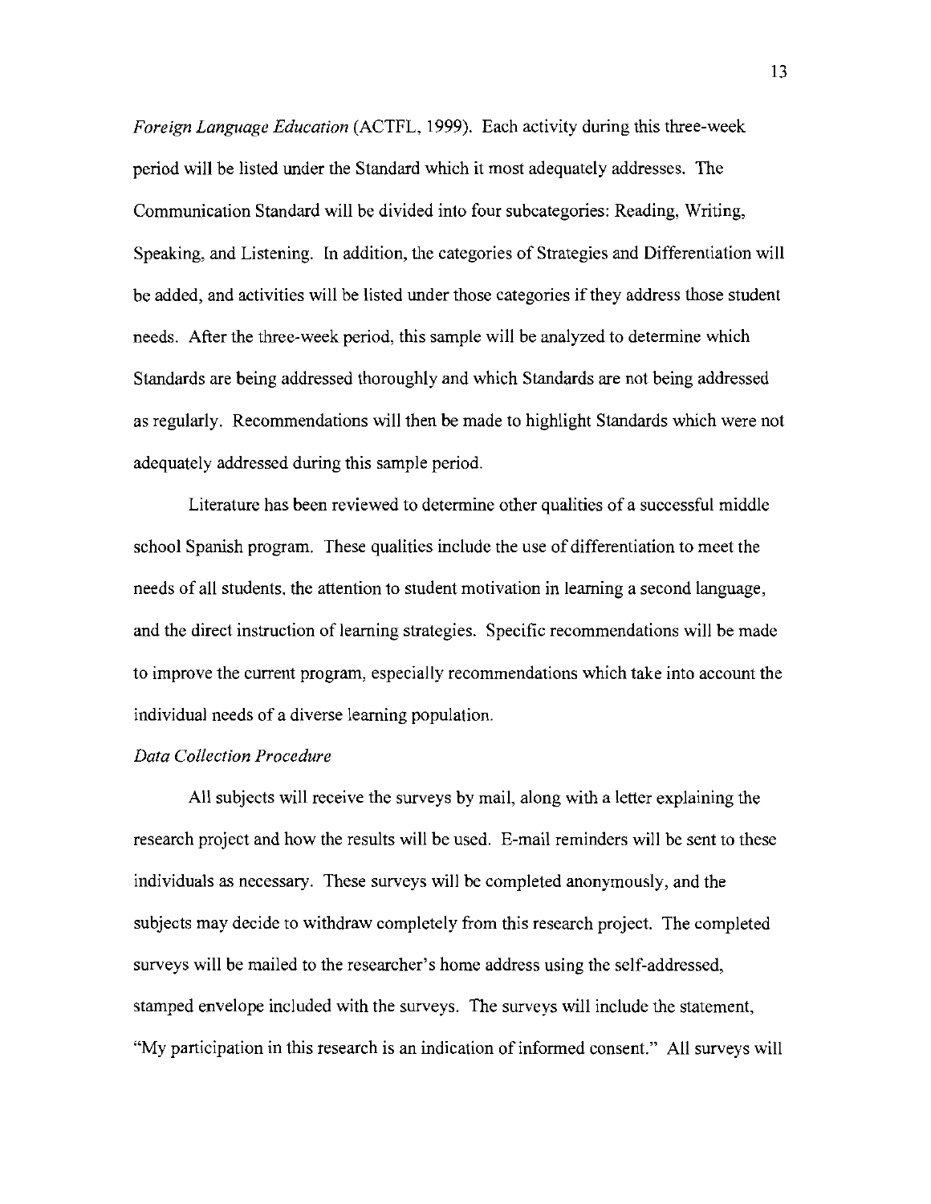*Foreign Language Education* (ACTFL, 1999). Each activity during this three-week period will be listed under the Standard which it most adequately addresses. The Communication Standard will be divided into four subcategories: Reading, Writing, Speaking, and Listening. In addition, the categories of Strategies and Differentiation will be added, and activities will be listed under those categories if they address those student needs. After the three-week period, this sample will be analyzed to determine which Standards are being addressed thoroughly and which Standards are not being addressed as regularly. Recommendations will then be made to highlight Standards which were not adequately addressed during this sample period.

Literature has been reviewed to determine other qualities of a successful middle school Spanish program. These qualities include the use of differentiation to meet the needs of all students, the attention to student motivation in learning a second language, and the direct instruction of learning strategies. Specific recommendations will be made to improve the current program, especially recommendations which take into account the individual needs of a diverse learning population.

### *Data Collection Procedure*

All subjects will receive the surveys by mail, along with a letter explaining the research project and how the results will be used. E-mail reminders will be sent to these individuals as necessary. These surveys will be completed anonymously, and the subjects may decide to withdraw completely from this research project. The completed surveys will be mailed to the researcher's home address using the self-addressed, stamped envelope included with the surveys. The surveys will include the statement, "My participation in this research is an indication of informed consent." All surveys will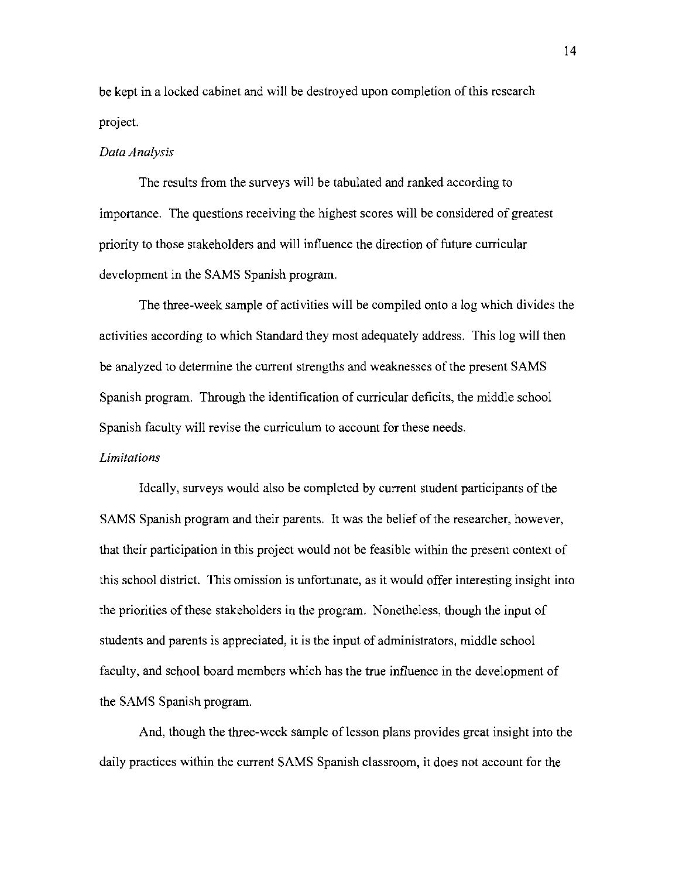be kept in a locked cabinet and will be destroyed upon completion of this research project.

*Data Analysis*

The results from the surveys will be tabulated and ranked according to importance. The questions receiving the highest scores will be considered of greatest priority to those stakeholders and will influence the direction of future curricular development in the SAMS Spanish program.

The three-week sample of activities will be compiled onto a log which divides the activities according to which Standard they most adequately address. This log will then be analyzed to determine the current strengths and weaknesses of the present SAMS Spanish program. Through the identification of curricular deficits, the middle school Spanish faculty will revise the curriculum to account for these needs.

*Limitations*

Ideally, surveys would also be completed by current student participants of the SAMS Spanish program and their parents. It was the belief of the researcher, however, that their participation in this project would not be feasible within the present context of this school district. This omission is unfortunate, as it would offer interesting insight into the priorities of these stakeholders in the program. Nonetheless, though the input of students and parents is appreciated, it is the input of administrators, middle school faculty, and school board members which has the true influence in the development of the SAMS Spanish program.

And, though the three-week sample of lesson plans provides great insight into the daily practices within the current SAMS Spanish classroom, it does not account for the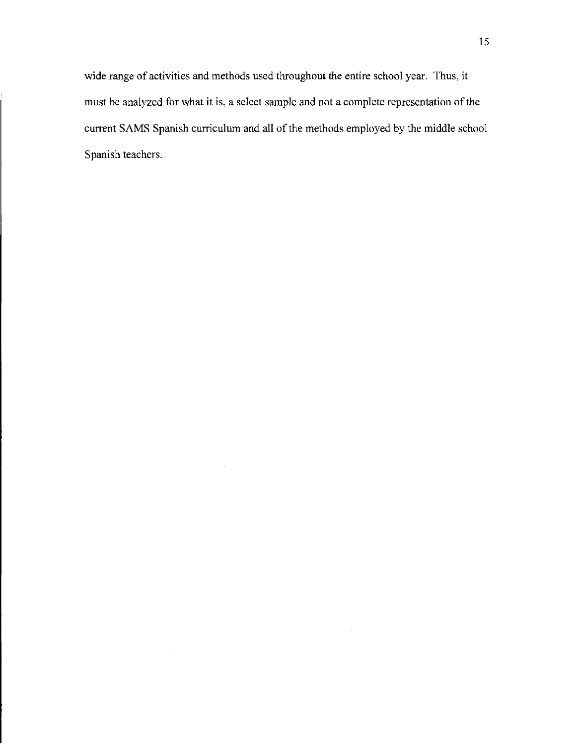wide range of activities and methods used throughout the entire school year. Thus, it must be analyzed for what it is, a select sample and not a complete representation of the current SAMS Spanish curriculum and all of the methods employed by the middle school Spanish teachers.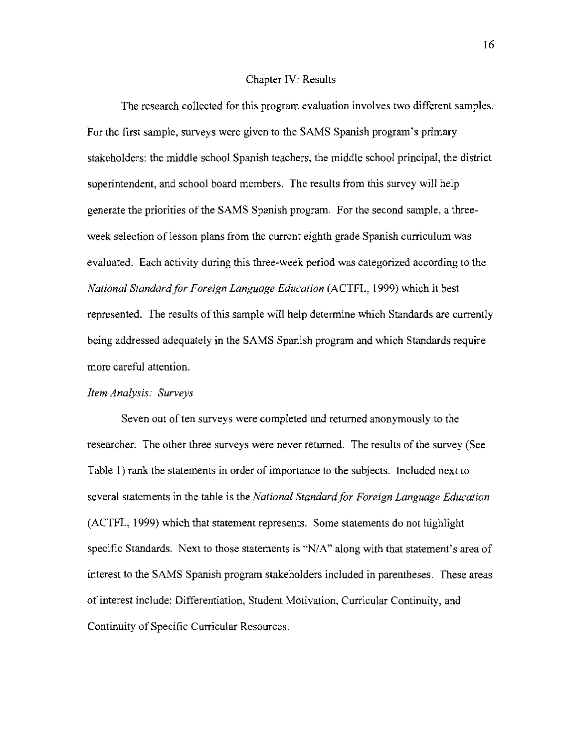## Chapter IV: Results

The research collected for this program evaluation involves two different samples. For the first sample, surveys were given to the SAMS Spanish program's primary stakeholders: the middle school Spanish teachers, the middle school principal, the district superintendent, and school board members. The results from this survey will help generate the priorities of the SAMS Spanish program. For the second sample, a three-week selection of lesson plans from the current eighth grade Spanish curriculum was evaluated. Each activity during this three-week period was categorized according to the *National Standard for Foreign Language Education* (ACTFL, 1999) which it best represented. The results of this sample will help determine which Standards are currently being addressed adequately in the SAMS Spanish program and which Standards require more careful attention.

### *Item Analysis: Surveys*

Seven out of ten surveys were completed and returned anonymously to the researcher. The other three surveys were never returned. The results of the survey (See Table 1) rank the statements in order of importance to the subjects. Included next to several statements in the table is the *National Standard for Foreign Language Education* (ACTFL, 1999) which that statement represents. Some statements do not highlight specific Standards. Next to those statements is "N/A" along with that statement's area of interest to the SAMS Spanish program stakeholders included in parentheses. These areas of interest include: Differentiation, Student Motivation, Curricular Continuity, and Continuity of Specific Curricular Resources.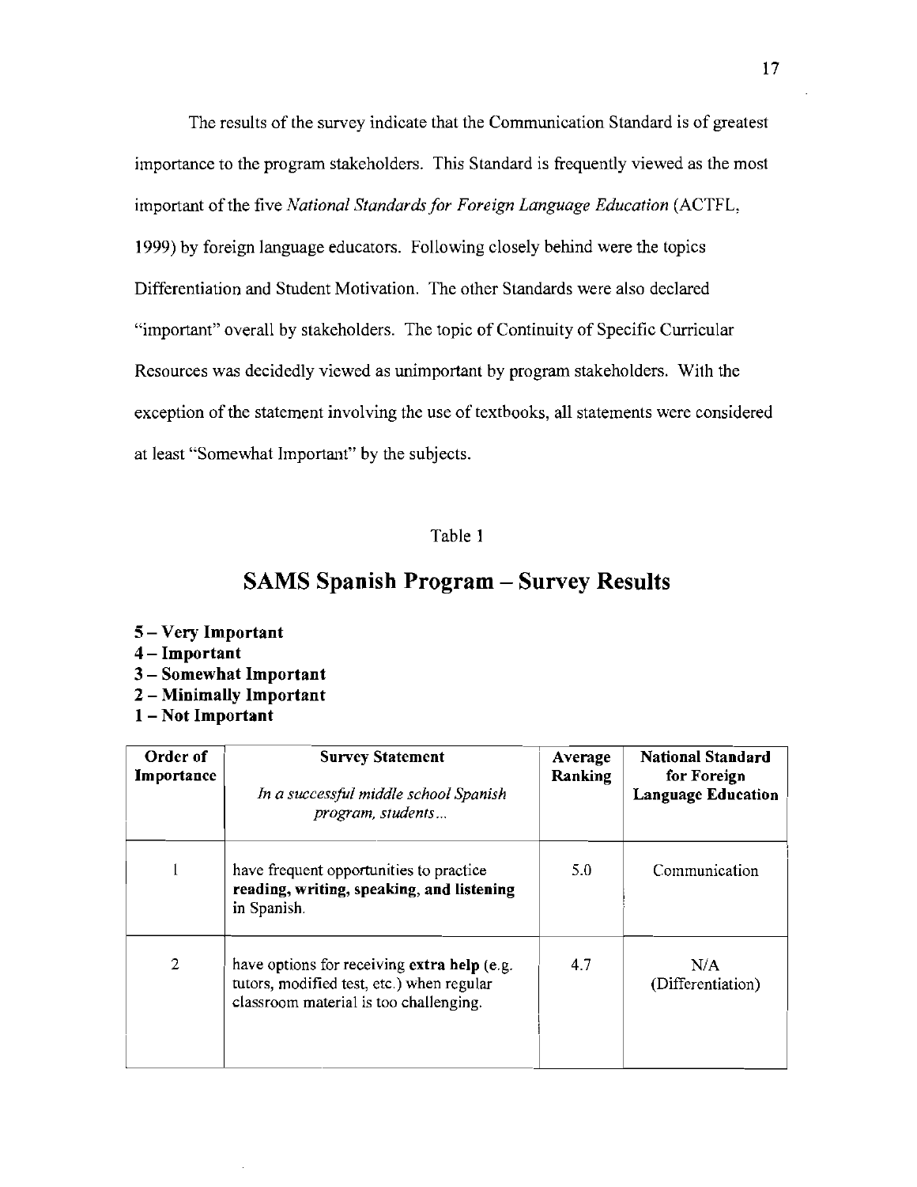The results of the survey indicate that the Communication Standard is of greatest importance to the program stakeholders. This Standard is frequently viewed as the most important of the five *National Standards for Foreign Language Education* (ACTFL, 1999) by foreign language educators. Following closely behind were the topics Differentiation and Student Motivation. The other Standards were also declared "important" overall by stakeholders. The topic of Continuity of Specific Curricular Resources was decidedly viewed as unimportant by program stakeholders. With the exception of the statement involving the use of textbooks, all statements were considered at least "Somewhat Important" by the subjects.

Table 1

## SAMS Spanish Program – Survey Results

**5 – Very Important**
**4 – Important**
**3 – Somewhat Important**
**2 – Minimally Important**
**1 – Not Important**

| Order of Importance | Survey Statement<br>*In a successful middle school Spanish program, students…* | Average Ranking | National Standard for Foreign Language Education |
|---|---|---|---|
| 1 | have frequent opportunities to practice **reading, writing, speaking, and listening** in Spanish. | 5.0 | Communication |
| 2 | have options for receiving **extra help** (e.g. tutors, modified test, etc.) when regular classroom material is too challenging. | 4.7 | N/A (Differentiation) |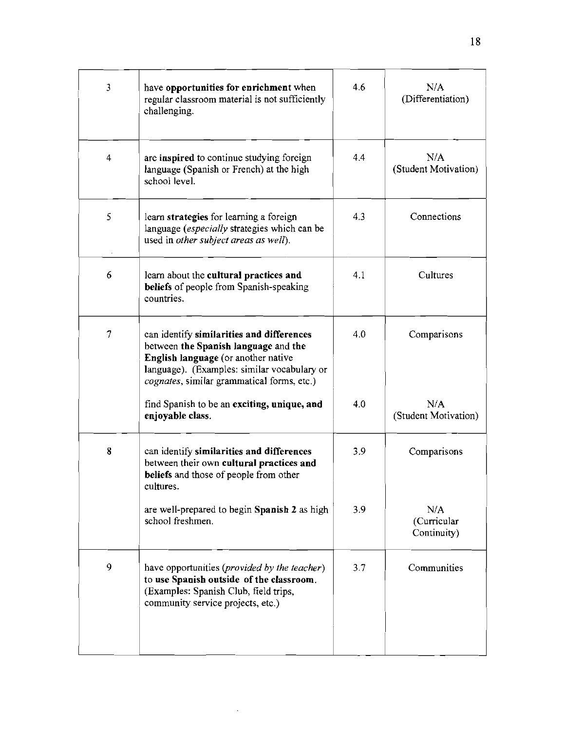| | | | |
|---|---|---|---|
| 3 | have **opportunities for enrichment** when regular classroom material is not sufficiently challenging. | 4.6 | N/A (Differentiation) |
| 4 | are **inspired** to continue studying foreign language (Spanish or French) at the high school level. | 4.4 | N/A (Student Motivation) |
| 5 | learn **strategies** for learning a foreign language (*especially* strategies which can be used in *other subject areas as well*). | 4.3 | Connections |
| 6 | learn about the **cultural practices and beliefs** of people from Spanish-speaking countries. | 4.1 | Cultures |
| 7 | can identify **similarities and differences** between **the Spanish language** and the **English language** (or another native language). (Examples: similar vocabulary or *cognates*, similar grammatical forms, etc.) | 4.0 | Comparisons |
| | find Spanish to be an **exciting, unique, and enjoyable class.** | 4.0 | N/A (Student Motivation) |
| 8 | can identify **similarities and differences** between their own **cultural practices and beliefs** and those of people from other cultures. | 3.9 | Comparisons |
| | are well-prepared to begin **Spanish 2** as high school freshmen. | 3.9 | N/A (Curricular Continuity) |
| 9 | have opportunities (*provided by the teacher*) **to use Spanish outside of the classroom.** (Examples: Spanish Club, field trips, community service projects, etc.) | 3.7 | Communities |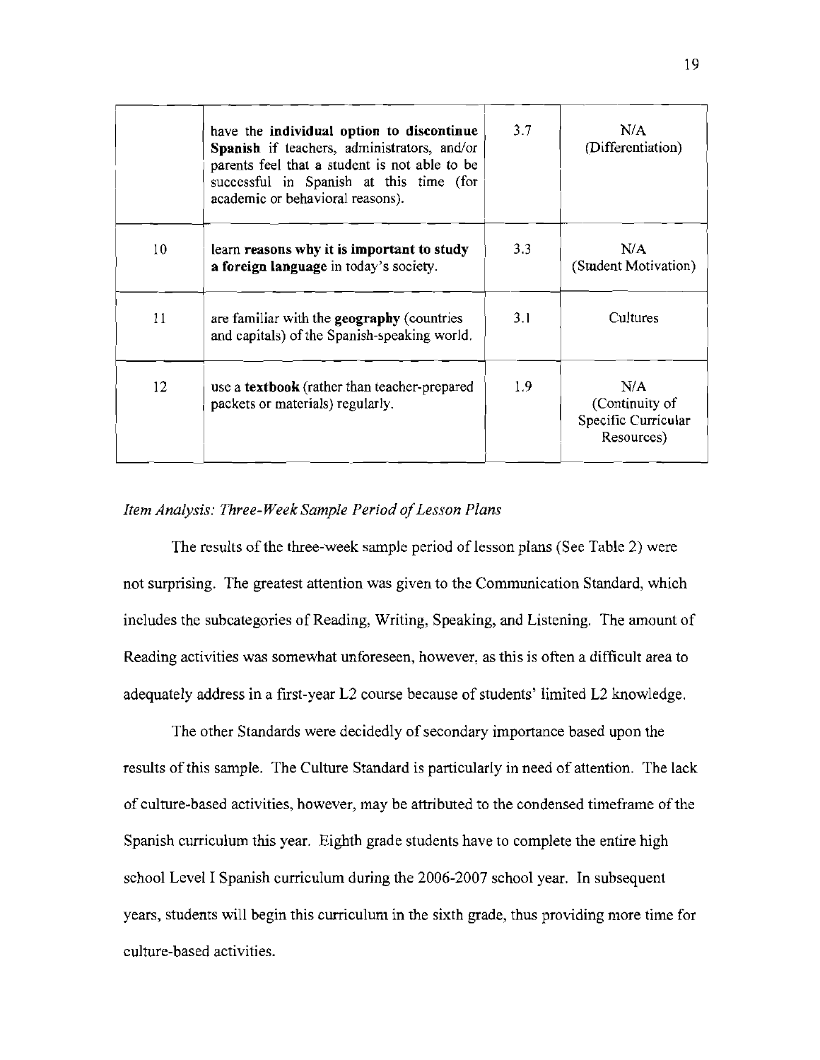|  |  |  |  |
|---|---|---|---|
|  | have the **individual option to discontinue Spanish** if teachers, administrators, and/or parents feel that a student is not able to be successful in Spanish at this time (for academic or behavioral reasons). | 3.7 | N/A (Differentiation) |
| 10 | learn **reasons why it is important to study a foreign language** in today's society. | 3.3 | N/A (Student Motivation) |
| 11 | are familiar with the **geography** (countries and capitals) of the Spanish-speaking world. | 3.1 | Cultures |
| 12 | use a **textbook** (rather than teacher-prepared packets or materials) regularly. | 1.9 | N/A (Continuity of Specific Curricular Resources) |

*Item Analysis: Three-Week Sample Period of Lesson Plans*

The results of the three-week sample period of lesson plans (See Table 2) were not surprising. The greatest attention was given to the Communication Standard, which includes the subcategories of Reading, Writing, Speaking, and Listening. The amount of Reading activities was somewhat unforeseen, however, as this is often a difficult area to adequately address in a first-year L2 course because of students' limited L2 knowledge.

The other Standards were decidedly of secondary importance based upon the results of this sample. The Culture Standard is particularly in need of attention. The lack of culture-based activities, however, may be attributed to the condensed timeframe of the Spanish curriculum this year. Eighth grade students have to complete the entire high school Level I Spanish curriculum during the 2006-2007 school year. In subsequent years, students will begin this curriculum in the sixth grade, thus providing more time for culture-based activities.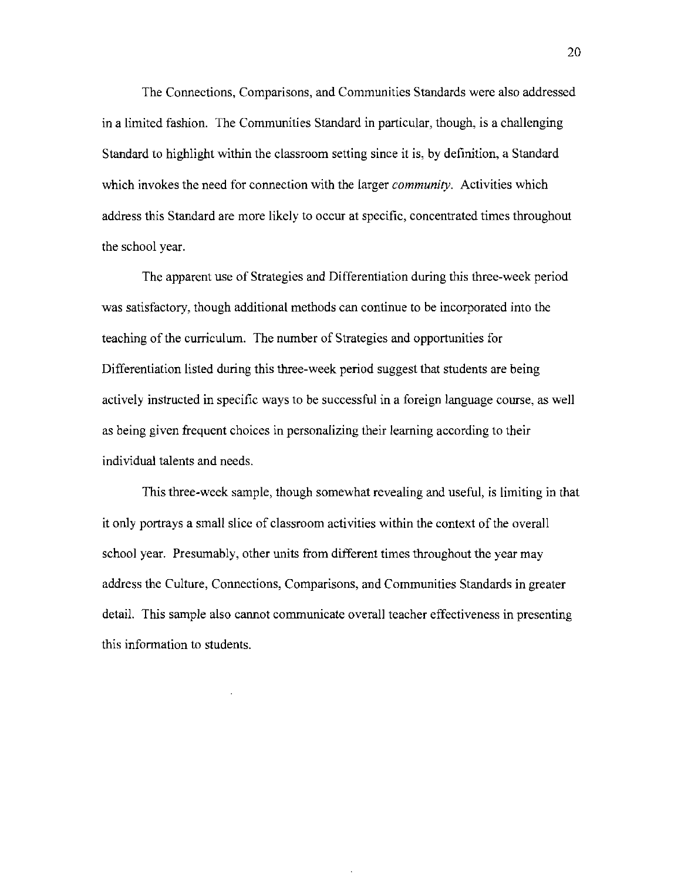The Connections, Comparisons, and Communities Standards were also addressed in a limited fashion. The Communities Standard in particular, though, is a challenging Standard to highlight within the classroom setting since it is, by definition, a Standard which invokes the need for connection with the larger *community*. Activities which address this Standard are more likely to occur at specific, concentrated times throughout the school year.

The apparent use of Strategies and Differentiation during this three-week period was satisfactory, though additional methods can continue to be incorporated into the teaching of the curriculum. The number of Strategies and opportunities for Differentiation listed during this three-week period suggest that students are being actively instructed in specific ways to be successful in a foreign language course, as well as being given frequent choices in personalizing their learning according to their individual talents and needs.

This three-week sample, though somewhat revealing and useful, is limiting in that it only portrays a small slice of classroom activities within the context of the overall school year. Presumably, other units from different times throughout the year may address the Culture, Connections, Comparisons, and Communities Standards in greater detail. This sample also cannot communicate overall teacher effectiveness in presenting this information to students.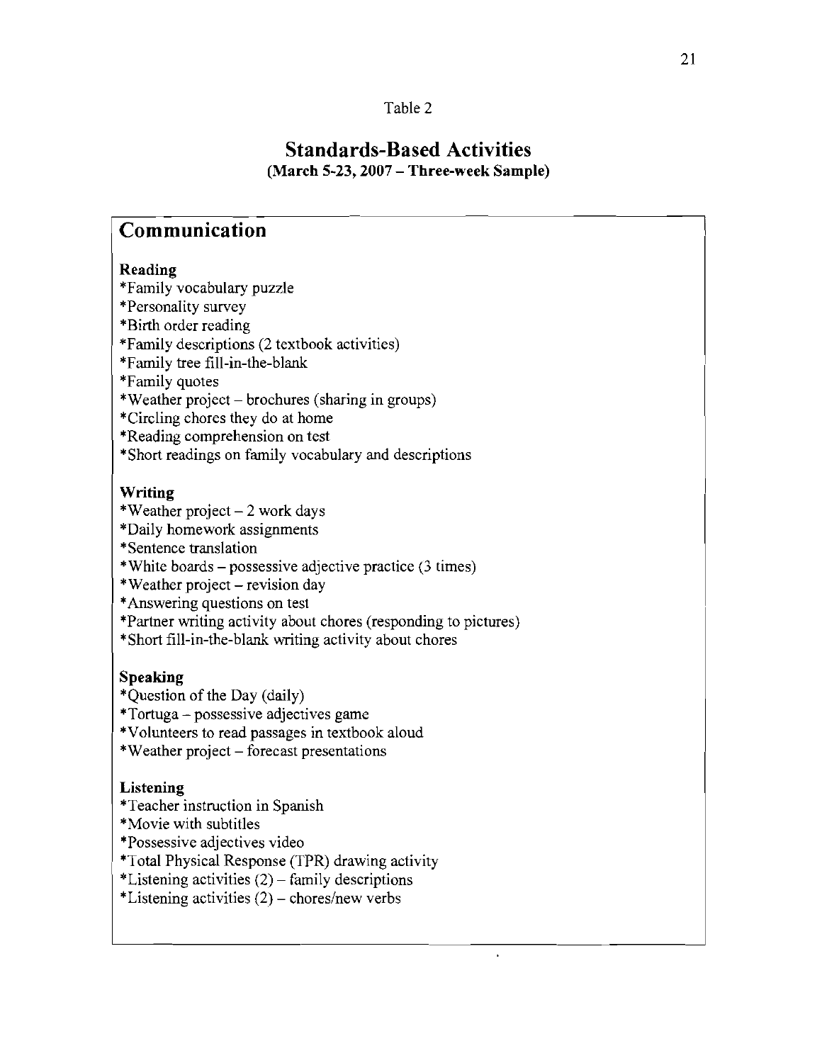Table 2

## Standards-Based Activities

**(March 5-23, 2007 – Three-week Sample)**

### Communication

**Reading**

*Family vocabulary puzzle
*Personality survey
*Birth order reading
*Family descriptions (2 textbook activities)
*Family tree fill-in-the-blank
*Family quotes
*Weather project – brochures (sharing in groups)
*Circling chores they do at home
*Reading comprehension on test
*Short readings on family vocabulary and descriptions

**Writing**

*Weather project – 2 work days
*Daily homework assignments
*Sentence translation
*White boards – possessive adjective practice (3 times)
*Weather project – revision day
*Answering questions on test
*Partner writing activity about chores (responding to pictures)
*Short fill-in-the-blank writing activity about chores

**Speaking**

*Question of the Day (daily)
*Tortuga – possessive adjectives game
*Volunteers to read passages in textbook aloud
*Weather project – forecast presentations

**Listening**

*Teacher instruction in Spanish
*Movie with subtitles
*Possessive adjectives video
*Total Physical Response (TPR) drawing activity
*Listening activities (2) – family descriptions
*Listening activities (2) – chores/new verbs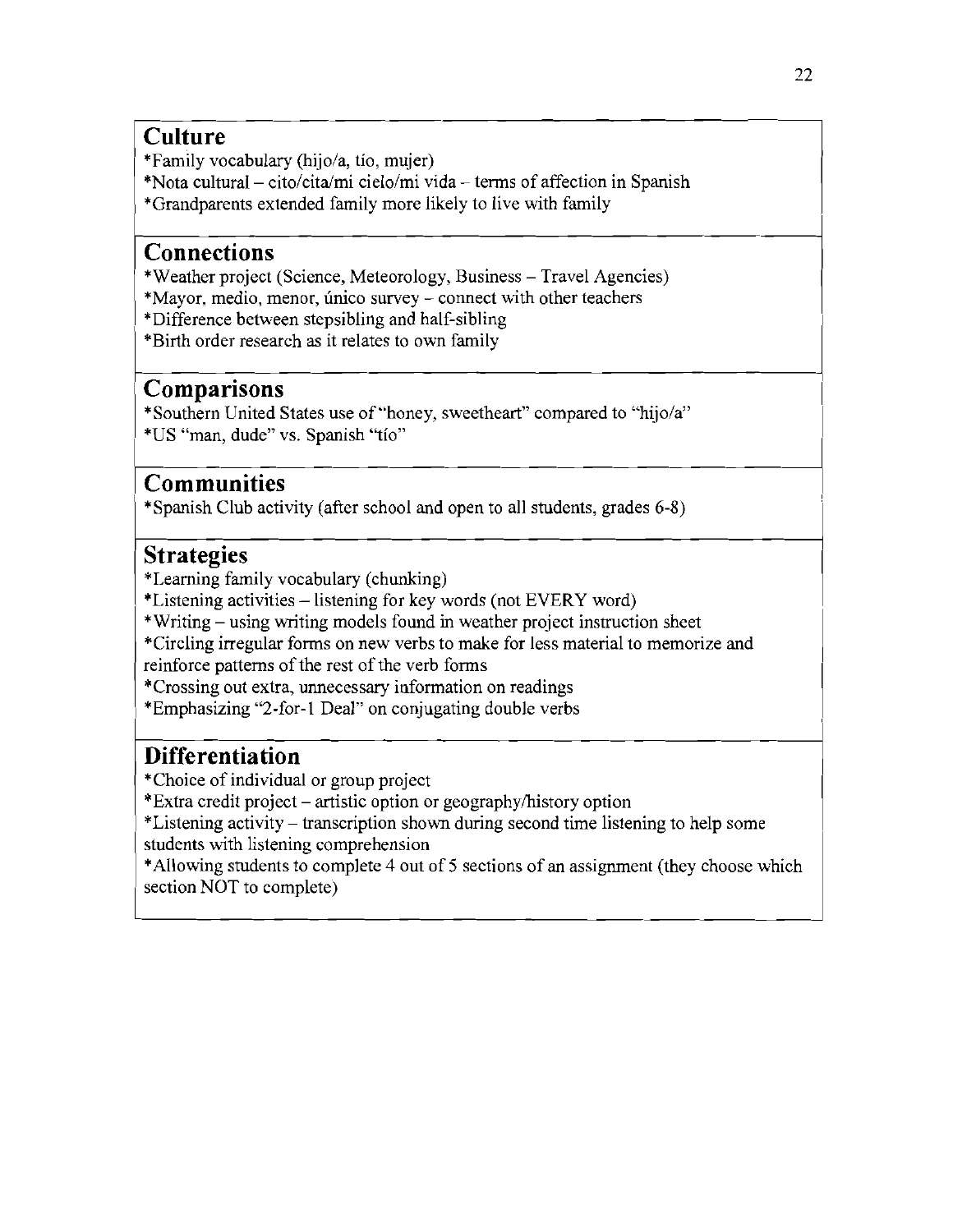## Culture

*Family vocabulary (hijo/a, tío, mujer)
*Nota cultural – cito/cita/mi cielo/mi vida – terms of affection in Spanish
*Grandparents extended family more likely to live with family

## Connections

*Weather project (Science, Meteorology, Business – Travel Agencies)
*Mayor, medio, menor, único survey – connect with other teachers
*Difference between stepsibling and half-sibling
*Birth order research as it relates to own family

## Comparisons

*Southern United States use of "honey, sweetheart" compared to "hijo/a"
*US "man, dude" vs. Spanish "tío"

## Communities

*Spanish Club activity (after school and open to all students, grades 6-8)

## Strategies

*Learning family vocabulary (chunking)
*Listening activities – listening for key words (not EVERY word)
*Writing – using writing models found in weather project instruction sheet
*Circling irregular forms on new verbs to make for less material to memorize and reinforce patterns of the rest of the verb forms
*Crossing out extra, unnecessary information on readings
*Emphasizing "2-for-1 Deal" on conjugating double verbs

## Differentiation

*Choice of individual or group project
*Extra credit project – artistic option or geography/history option
*Listening activity – transcription shown during second time listening to help some students with listening comprehension
*Allowing students to complete 4 out of 5 sections of an assignment (they choose which section NOT to complete)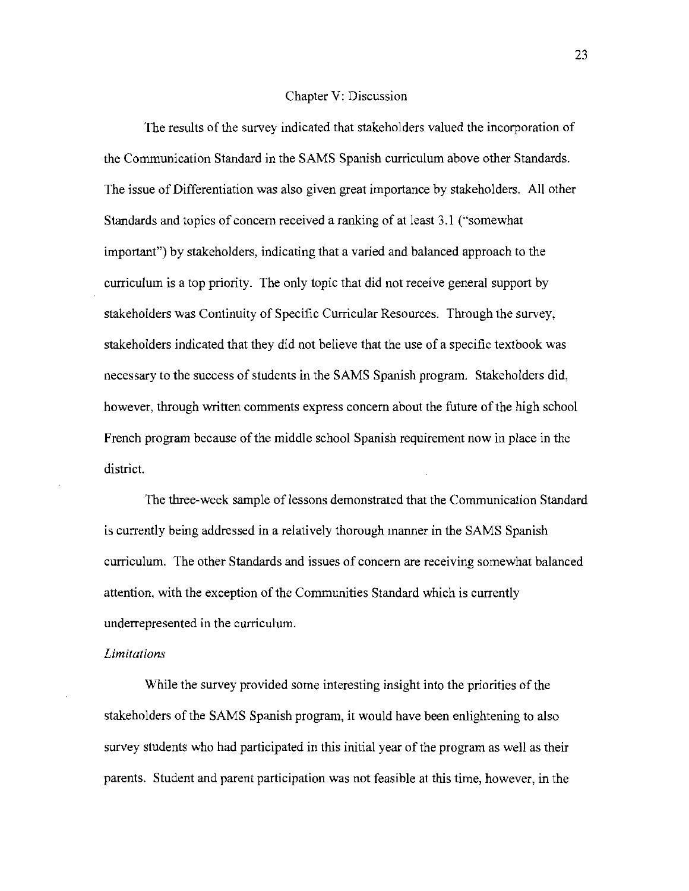# Chapter V: Discussion

The results of the survey indicated that stakeholders valued the incorporation of the Communication Standard in the SAMS Spanish curriculum above other Standards. The issue of Differentiation was also given great importance by stakeholders. All other Standards and topics of concern received a ranking of at least 3.1 ("somewhat important") by stakeholders, indicating that a varied and balanced approach to the curriculum is a top priority. The only topic that did not receive general support by stakeholders was Continuity of Specific Curricular Resources. Through the survey, stakeholders indicated that they did not believe that the use of a specific textbook was necessary to the success of students in the SAMS Spanish program. Stakeholders did, however, through written comments express concern about the future of the high school French program because of the middle school Spanish requirement now in place in the district.

The three-week sample of lessons demonstrated that the Communication Standard is currently being addressed in a relatively thorough manner in the SAMS Spanish curriculum. The other Standards and issues of concern are receiving somewhat balanced attention, with the exception of the Communities Standard which is currently underrepresented in the curriculum.

*Limitations*

While the survey provided some interesting insight into the priorities of the stakeholders of the SAMS Spanish program, it would have been enlightening to also survey students who had participated in this initial year of the program as well as their parents. Student and parent participation was not feasible at this time, however, in the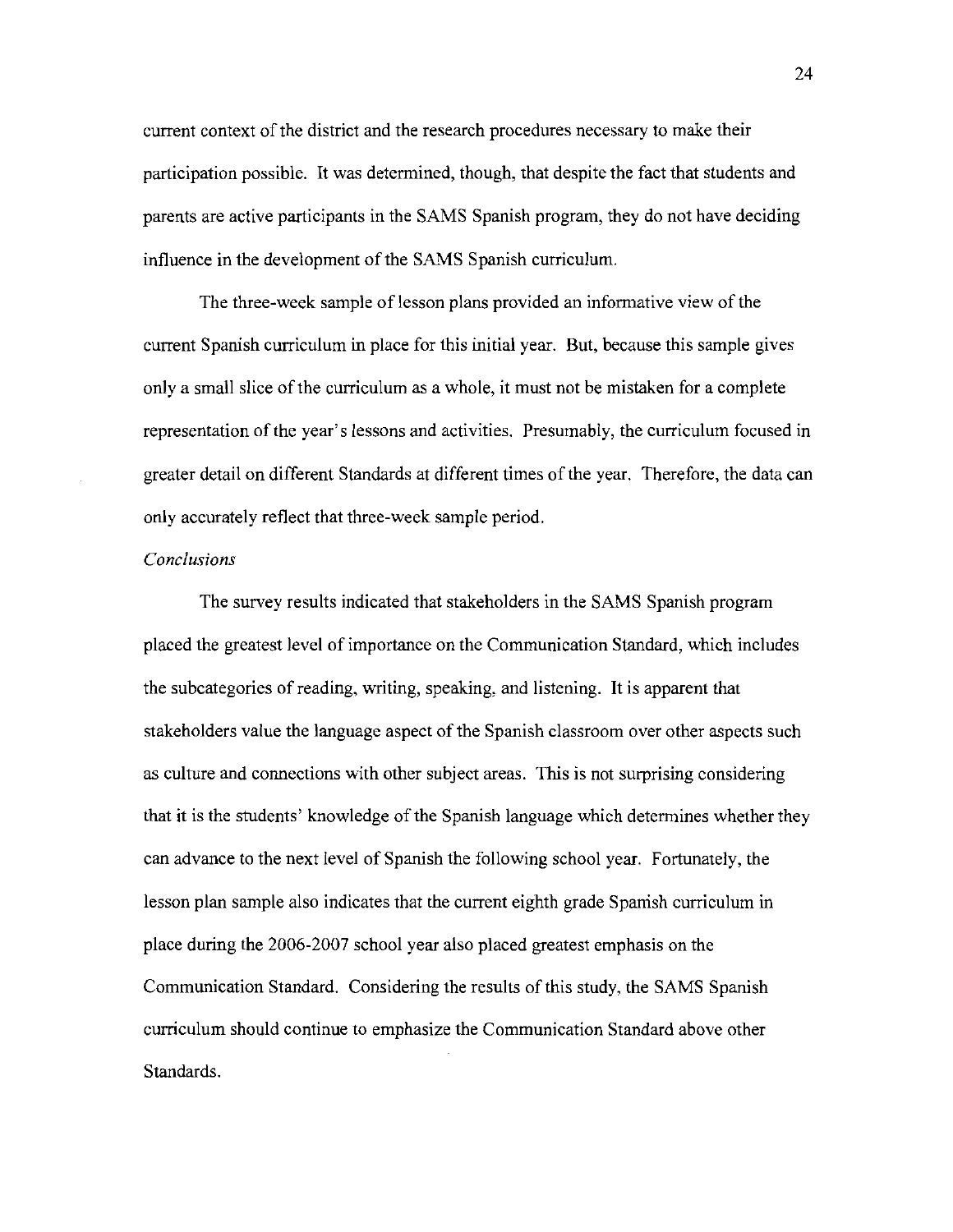current context of the district and the research procedures necessary to make their participation possible. It was determined, though, that despite the fact that students and parents are active participants in the SAMS Spanish program, they do not have deciding influence in the development of the SAMS Spanish curriculum.

The three-week sample of lesson plans provided an informative view of the current Spanish curriculum in place for this initial year. But, because this sample gives only a small slice of the curriculum as a whole, it must not be mistaken for a complete representation of the year's lessons and activities. Presumably, the curriculum focused in greater detail on different Standards at different times of the year. Therefore, the data can only accurately reflect that three-week sample period.

*Conclusions*

The survey results indicated that stakeholders in the SAMS Spanish program placed the greatest level of importance on the Communication Standard, which includes the subcategories of reading, writing, speaking, and listening. It is apparent that stakeholders value the language aspect of the Spanish classroom over other aspects such as culture and connections with other subject areas. This is not surprising considering that it is the students' knowledge of the Spanish language which determines whether they can advance to the next level of Spanish the following school year. Fortunately, the lesson plan sample also indicates that the current eighth grade Spanish curriculum in place during the 2006-2007 school year also placed greatest emphasis on the Communication Standard. Considering the results of this study, the SAMS Spanish curriculum should continue to emphasize the Communication Standard above other Standards.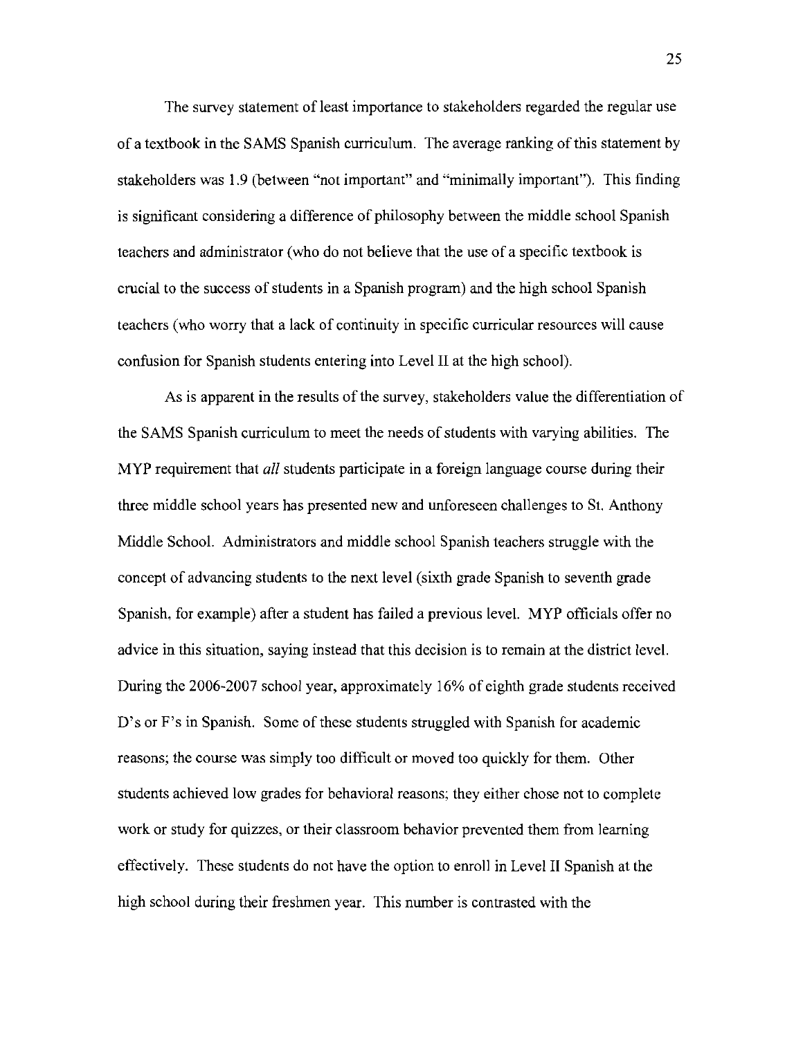The survey statement of least importance to stakeholders regarded the regular use of a textbook in the SAMS Spanish curriculum. The average ranking of this statement by stakeholders was 1.9 (between "not important" and "minimally important"). This finding is significant considering a difference of philosophy between the middle school Spanish teachers and administrator (who do not believe that the use of a specific textbook is crucial to the success of students in a Spanish program) and the high school Spanish teachers (who worry that a lack of continuity in specific curricular resources will cause confusion for Spanish students entering into Level II at the high school).

As is apparent in the results of the survey, stakeholders value the differentiation of the SAMS Spanish curriculum to meet the needs of students with varying abilities. The MYP requirement that *all* students participate in a foreign language course during their three middle school years has presented new and unforeseen challenges to St. Anthony Middle School. Administrators and middle school Spanish teachers struggle with the concept of advancing students to the next level (sixth grade Spanish to seventh grade Spanish, for example) after a student has failed a previous level. MYP officials offer no advice in this situation, saying instead that this decision is to remain at the district level. During the 2006-2007 school year, approximately 16% of eighth grade students received D's or F's in Spanish. Some of these students struggled with Spanish for academic reasons; the course was simply too difficult or moved too quickly for them. Other students achieved low grades for behavioral reasons; they either chose not to complete work or study for quizzes, or their classroom behavior prevented them from learning effectively. These students do not have the option to enroll in Level II Spanish at the high school during their freshmen year. This number is contrasted with the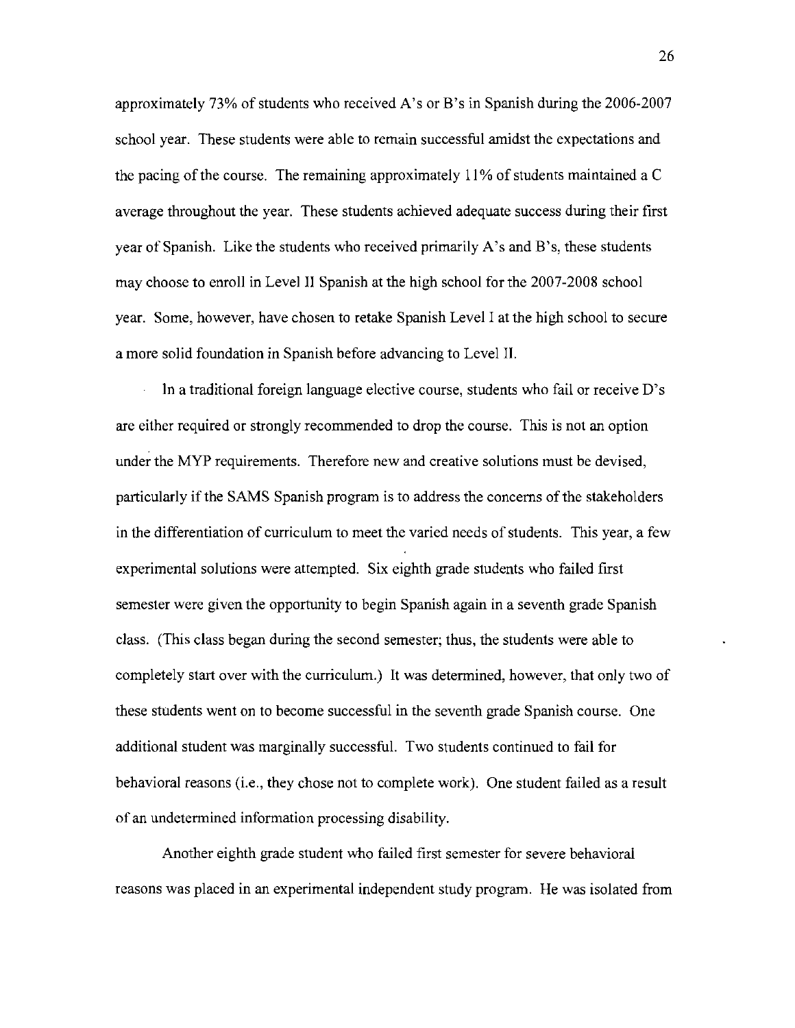approximately 73% of students who received A's or B's in Spanish during the 2006-2007 school year. These students were able to remain successful amidst the expectations and the pacing of the course. The remaining approximately 11% of students maintained a C average throughout the year. These students achieved adequate success during their first year of Spanish. Like the students who received primarily A's and B's, these students may choose to enroll in Level II Spanish at the high school for the 2007-2008 school year. Some, however, have chosen to retake Spanish Level I at the high school to secure a more solid foundation in Spanish before advancing to Level II.

In a traditional foreign language elective course, students who fail or receive D's are either required or strongly recommended to drop the course. This is not an option under the MYP requirements. Therefore new and creative solutions must be devised, particularly if the SAMS Spanish program is to address the concerns of the stakeholders in the differentiation of curriculum to meet the varied needs of students. This year, a few experimental solutions were attempted. Six eighth grade students who failed first semester were given the opportunity to begin Spanish again in a seventh grade Spanish class. (This class began during the second semester; thus, the students were able to completely start over with the curriculum.) It was determined, however, that only two of these students went on to become successful in the seventh grade Spanish course. One additional student was marginally successful. Two students continued to fail for behavioral reasons (i.e., they chose not to complete work). One student failed as a result of an undetermined information processing disability.

Another eighth grade student who failed first semester for severe behavioral reasons was placed in an experimental independent study program. He was isolated from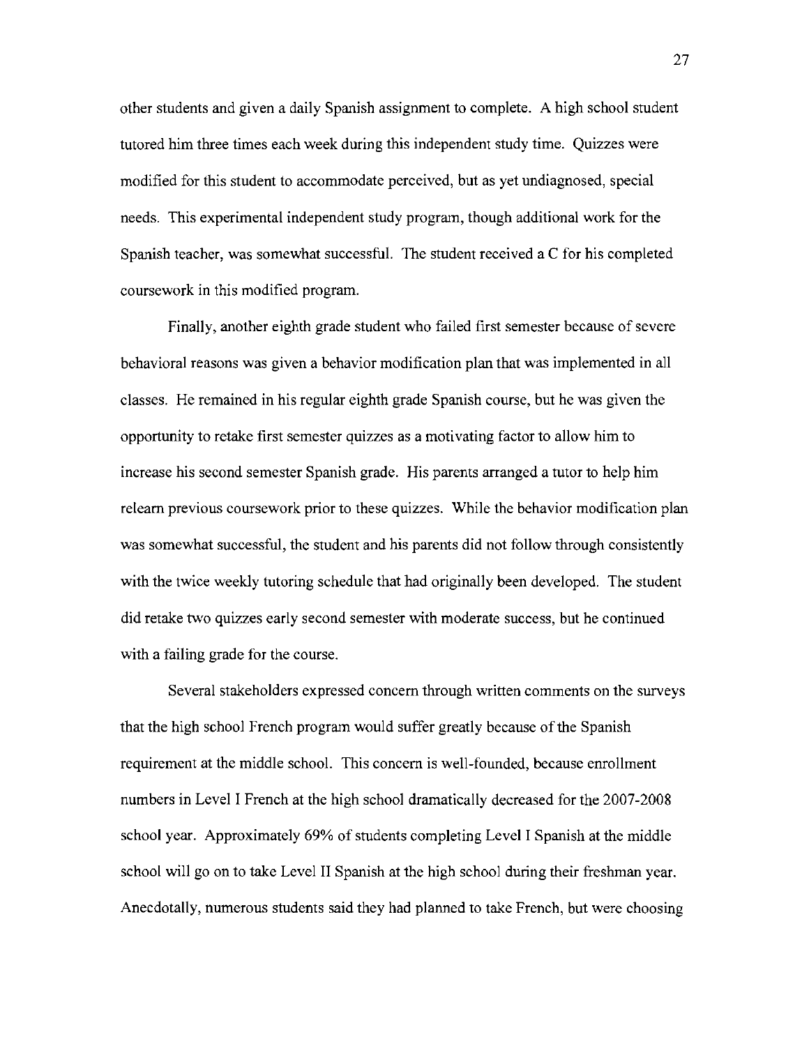other students and given a daily Spanish assignment to complete. A high school student tutored him three times each week during this independent study time. Quizzes were modified for this student to accommodate perceived, but as yet undiagnosed, special needs. This experimental independent study program, though additional work for the Spanish teacher, was somewhat successful. The student received a C for his completed coursework in this modified program.

Finally, another eighth grade student who failed first semester because of severe behavioral reasons was given a behavior modification plan that was implemented in all classes. He remained in his regular eighth grade Spanish course, but he was given the opportunity to retake first semester quizzes as a motivating factor to allow him to increase his second semester Spanish grade. His parents arranged a tutor to help him relearn previous coursework prior to these quizzes. While the behavior modification plan was somewhat successful, the student and his parents did not follow through consistently with the twice weekly tutoring schedule that had originally been developed. The student did retake two quizzes early second semester with moderate success, but he continued with a failing grade for the course.

Several stakeholders expressed concern through written comments on the surveys that the high school French program would suffer greatly because of the Spanish requirement at the middle school. This concern is well-founded, because enrollment numbers in Level I French at the high school dramatically decreased for the 2007-2008 school year. Approximately 69% of students completing Level I Spanish at the middle school will go on to take Level II Spanish at the high school during their freshman year. Anecdotally, numerous students said they had planned to take French, but were choosing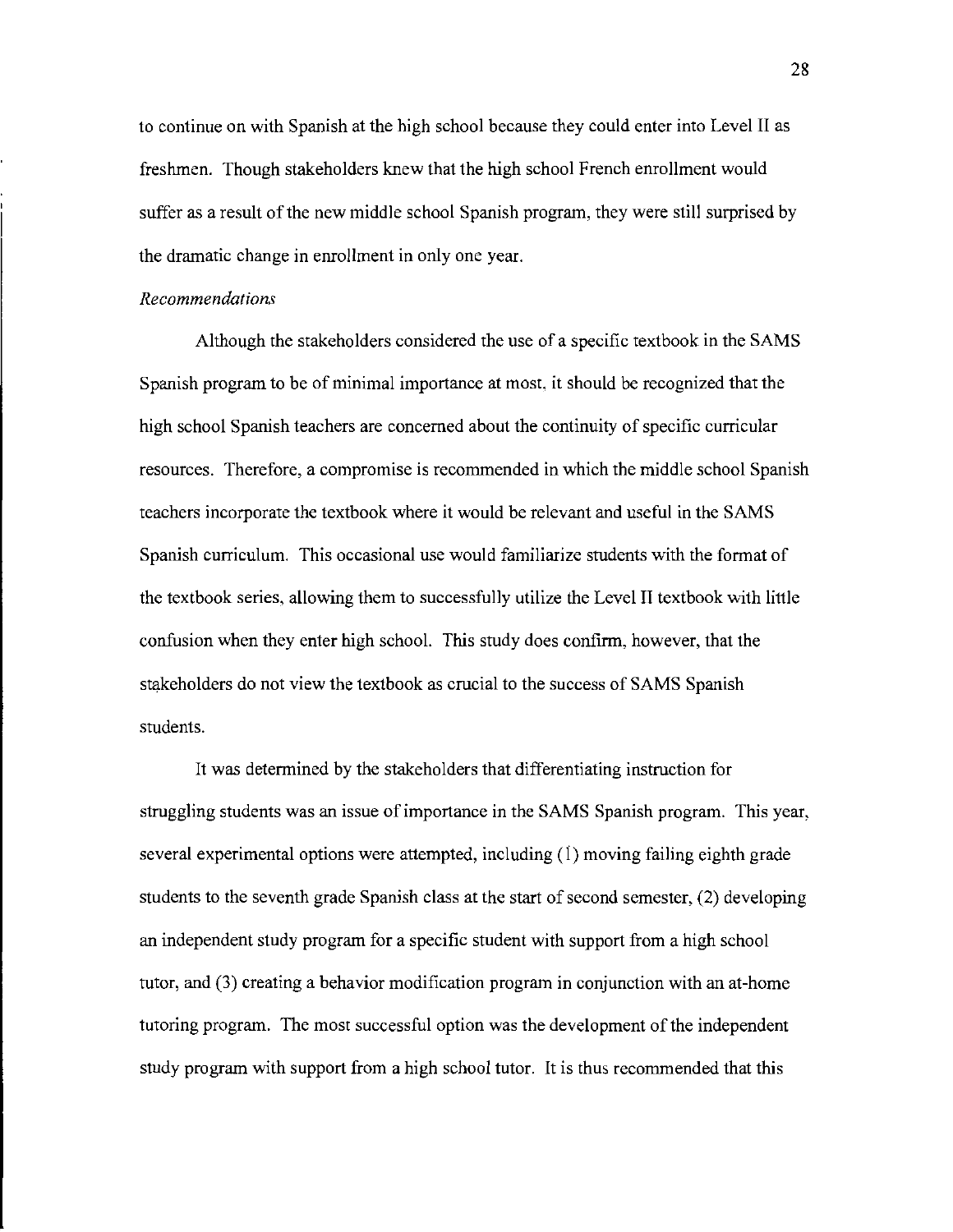to continue on with Spanish at the high school because they could enter into Level II as freshmen. Though stakeholders knew that the high school French enrollment would suffer as a result of the new middle school Spanish program, they were still surprised by the dramatic change in enrollment in only one year.

*Recommendations*

Although the stakeholders considered the use of a specific textbook in the SAMS Spanish program to be of minimal importance at most, it should be recognized that the high school Spanish teachers are concerned about the continuity of specific curricular resources. Therefore, a compromise is recommended in which the middle school Spanish teachers incorporate the textbook where it would be relevant and useful in the SAMS Spanish curriculum. This occasional use would familiarize students with the format of the textbook series, allowing them to successfully utilize the Level II textbook with little confusion when they enter high school. This study does confirm, however, that the stakeholders do not view the textbook as crucial to the success of SAMS Spanish students.

It was determined by the stakeholders that differentiating instruction for struggling students was an issue of importance in the SAMS Spanish program. This year, several experimental options were attempted, including (1) moving failing eighth grade students to the seventh grade Spanish class at the start of second semester, (2) developing an independent study program for a specific student with support from a high school tutor, and (3) creating a behavior modification program in conjunction with an at-home tutoring program. The most successful option was the development of the independent study program with support from a high school tutor. It is thus recommended that this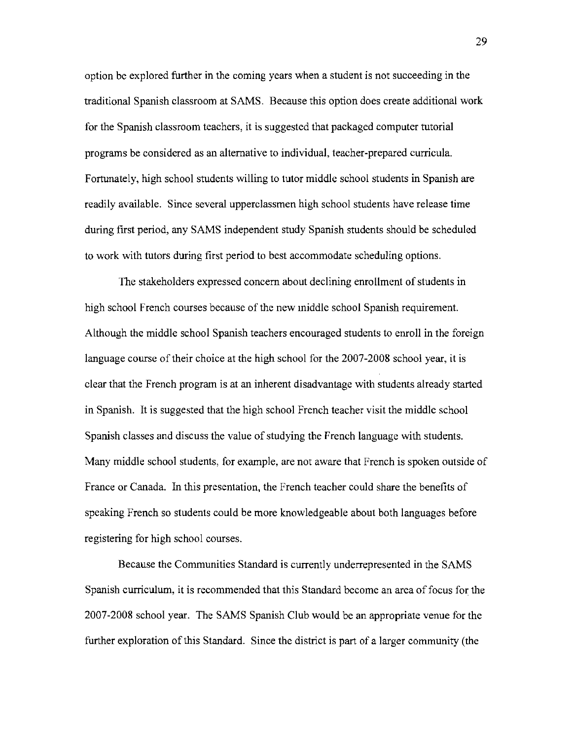option be explored further in the coming years when a student is not succeeding in the traditional Spanish classroom at SAMS. Because this option does create additional work for the Spanish classroom teachers, it is suggested that packaged computer tutorial programs be considered as an alternative to individual, teacher-prepared curricula. Fortunately, high school students willing to tutor middle school students in Spanish are readily available. Since several upperclassmen high school students have release time during first period, any SAMS independent study Spanish students should be scheduled to work with tutors during first period to best accommodate scheduling options.

The stakeholders expressed concern about declining enrollment of students in high school French courses because of the new middle school Spanish requirement. Although the middle school Spanish teachers encouraged students to enroll in the foreign language course of their choice at the high school for the 2007-2008 school year, it is clear that the French program is at an inherent disadvantage with students already started in Spanish. It is suggested that the high school French teacher visit the middle school Spanish classes and discuss the value of studying the French language with students. Many middle school students, for example, are not aware that French is spoken outside of France or Canada. In this presentation, the French teacher could share the benefits of speaking French so students could be more knowledgeable about both languages before registering for high school courses.

Because the Communities Standard is currently underrepresented in the SAMS Spanish curriculum, it is recommended that this Standard become an area of focus for the 2007-2008 school year. The SAMS Spanish Club would be an appropriate venue for the further exploration of this Standard. Since the district is part of a larger community (the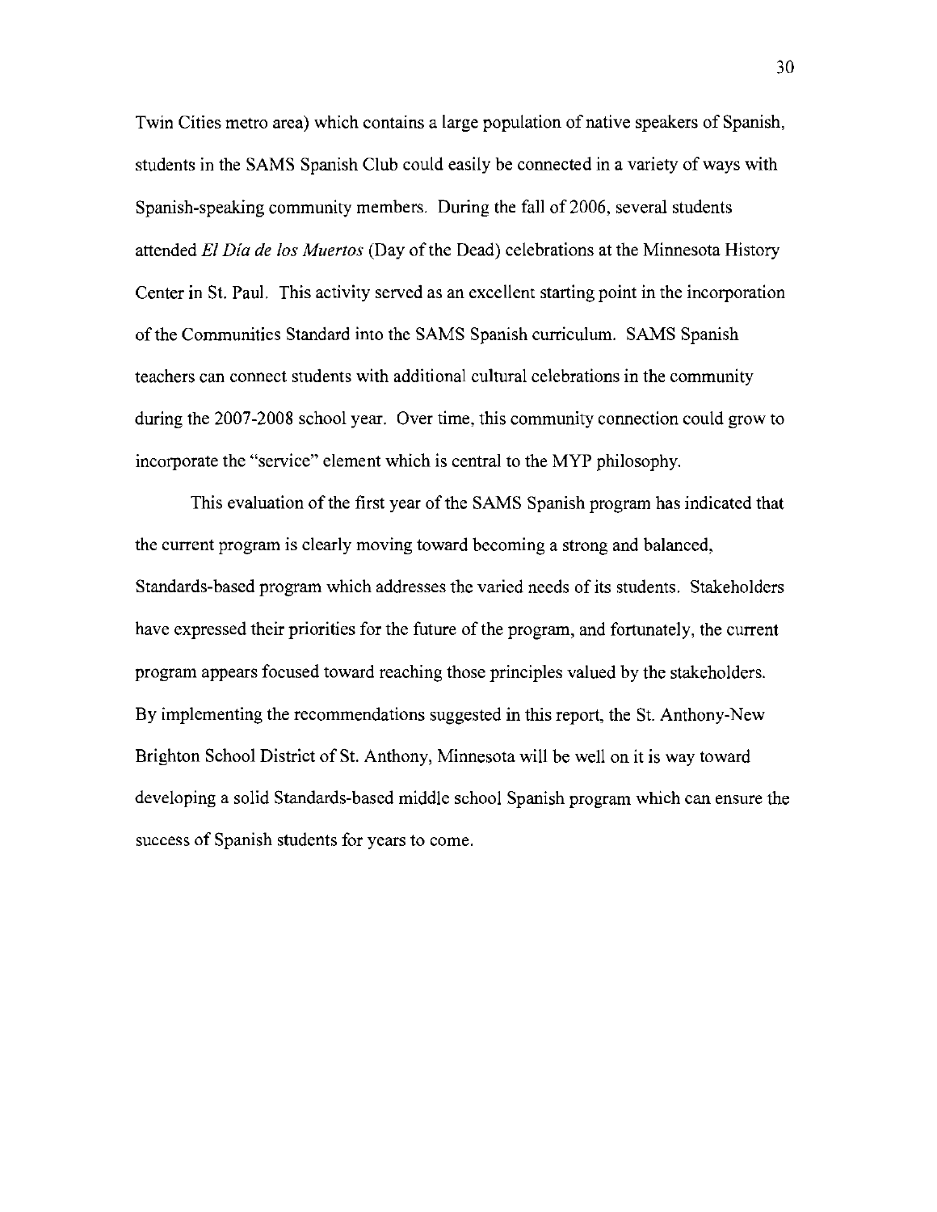Twin Cities metro area) which contains a large population of native speakers of Spanish, students in the SAMS Spanish Club could easily be connected in a variety of ways with Spanish-speaking community members. During the fall of 2006, several students attended *El Día de los Muertos* (Day of the Dead) celebrations at the Minnesota History Center in St. Paul. This activity served as an excellent starting point in the incorporation of the Communities Standard into the SAMS Spanish curriculum. SAMS Spanish teachers can connect students with additional cultural celebrations in the community during the 2007-2008 school year. Over time, this community connection could grow to incorporate the "service" element which is central to the MYP philosophy.

This evaluation of the first year of the SAMS Spanish program has indicated that the current program is clearly moving toward becoming a strong and balanced, Standards-based program which addresses the varied needs of its students. Stakeholders have expressed their priorities for the future of the program, and fortunately, the current program appears focused toward reaching those principles valued by the stakeholders. By implementing the recommendations suggested in this report, the St. Anthony-New Brighton School District of St. Anthony, Minnesota will be well on it is way toward developing a solid Standards-based middle school Spanish program which can ensure the success of Spanish students for years to come.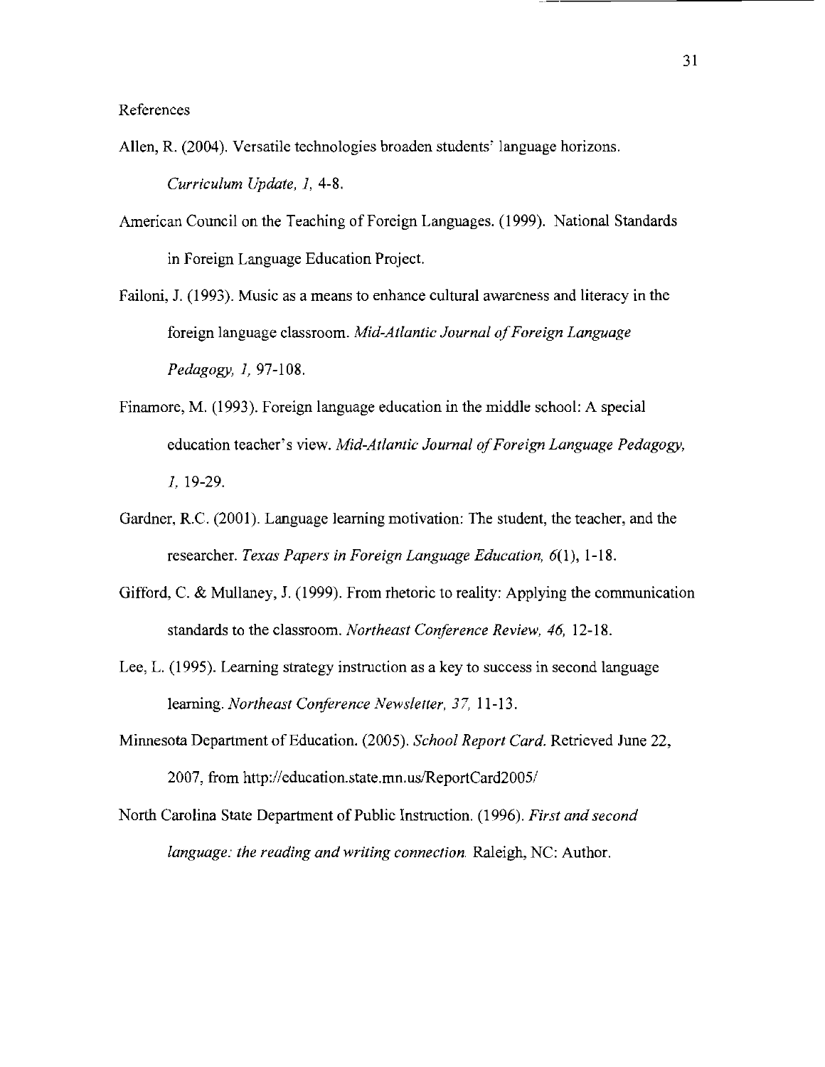# References

Allen, R. (2004). Versatile technologies broaden students' language horizons. *Curriculum Update, 1,* 4-8.

American Council on the Teaching of Foreign Languages. (1999). National Standards in Foreign Language Education Project.

Failoni, J. (1993). Music as a means to enhance cultural awareness and literacy in the foreign language classroom. *Mid-Atlantic Journal of Foreign Language Pedagogy, 1,* 97-108.

Finamore, M. (1993). Foreign language education in the middle school: A special education teacher's view. *Mid-Atlantic Journal of Foreign Language Pedagogy, 1,* 19-29.

Gardner, R.C. (2001). Language learning motivation: The student, the teacher, and the researcher. *Texas Papers in Foreign Language Education, 6*(1), 1-18.

Gifford, C. & Mullaney, J. (1999). From rhetoric to reality: Applying the communication standards to the classroom. *Northeast Conference Review, 46,* 12-18.

Lee, L. (1995). Learning strategy instruction as a key to success in second language learning. *Northeast Conference Newsletter, 37,* 11-13.

Minnesota Department of Education. (2005). *School Report Card.* Retrieved June 22, 2007, from http://education.state.mn.us/ReportCard2005/

North Carolina State Department of Public Instruction. (1996). *First and second language: the reading and writing connection.* Raleigh, NC: Author.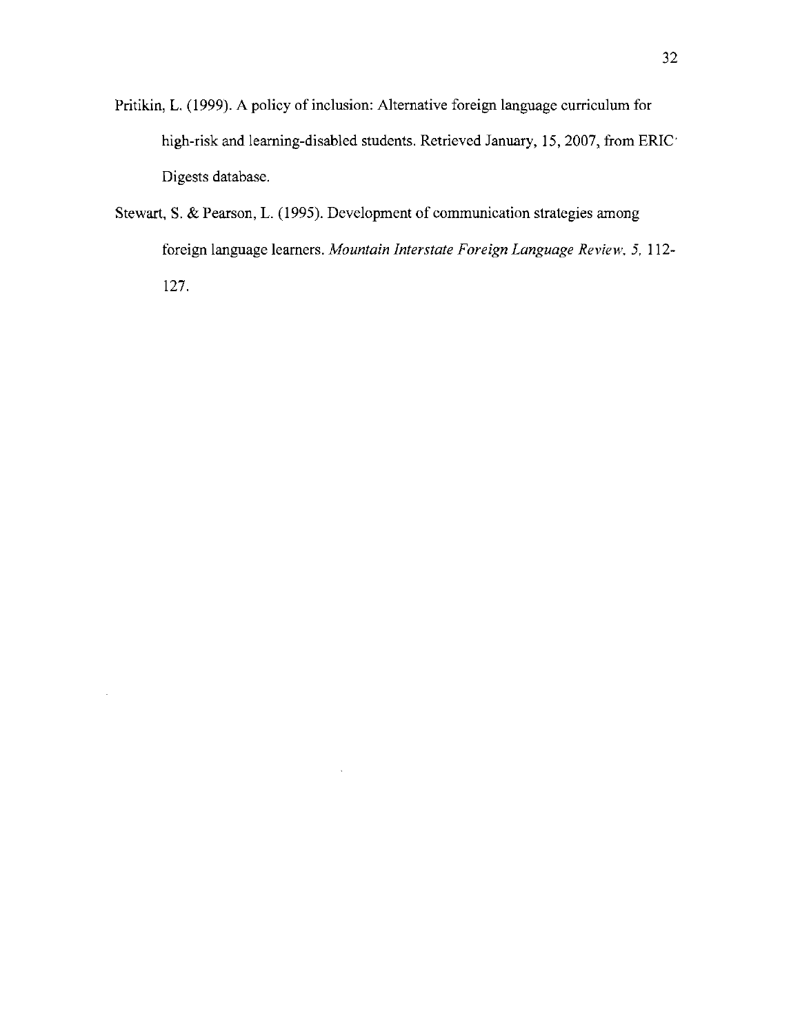Pritikin, L. (1999). A policy of inclusion: Alternative foreign language curriculum for high-risk and learning-disabled students. Retrieved January, 15, 2007, from ERIC Digests database.

Stewart, S. & Pearson, L. (1995). Development of communication strategies among foreign language learners. *Mountain Interstate Foreign Language Review, 5,* 112-127.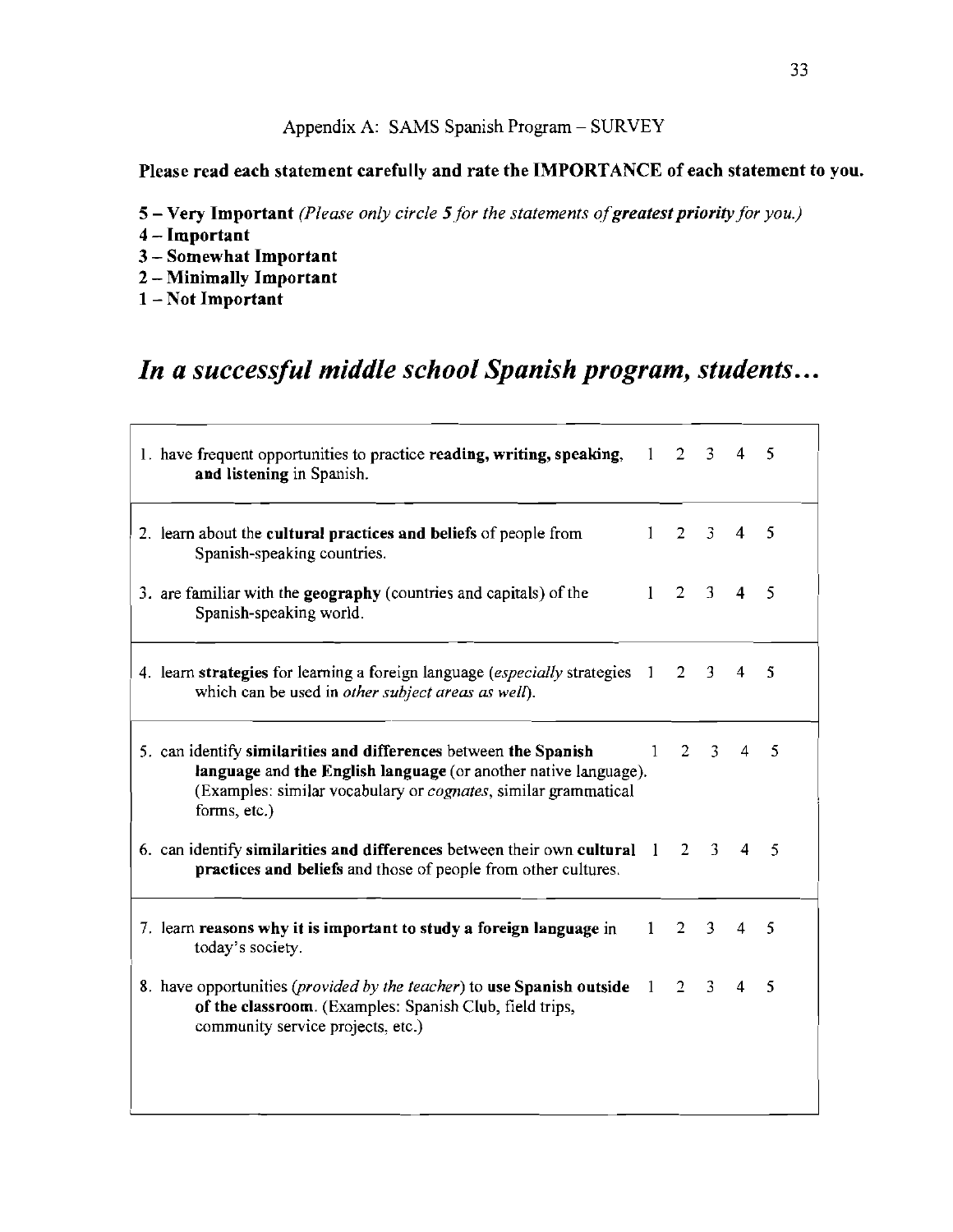Appendix A: SAMS Spanish Program – SURVEY

**Please read each statement carefully and rate the IMPORTANCE of each statement to you.**

**5 – Very Important** *(Please only circle 5 for the statements of **greatest priority** for you.)*
**4 – Important**
**3 – Somewhat Important**
**2 – Minimally Important**
**1 – Not Important**

## *In a successful middle school Spanish program, students…*

| Statement | | | | | |
|---|---|---|---|---|---|
| 1. have frequent opportunities to practice **reading, writing, speaking, and listening** in Spanish. | 1 | 2 | 3 | 4 | 5 |
| 2. learn about the **cultural practices and beliefs** of people from Spanish-speaking countries. | 1 | 2 | 3 | 4 | 5 |
| 3. are familiar with the **geography** (countries and capitals) of the Spanish-speaking world. | 1 | 2 | 3 | 4 | 5 |
| 4. learn **strategies** for learning a foreign language (*especially* strategies which can be used in *other subject areas as well*). | 1 | 2 | 3 | 4 | 5 |
| 5. can identify **similarities and differences** between **the Spanish language** and **the English language** (or another native language). (Examples: similar vocabulary or *cognates*, similar grammatical forms, etc.) | 1 | 2 | 3 | 4 | 5 |
| 6. can identify **similarities and differences** between their own **cultural practices and beliefs** and those of people from other cultures. | 1 | 2 | 3 | 4 | 5 |
| 7. learn **reasons why it is important to study a foreign language** in today's society. | 1 | 2 | 3 | 4 | 5 |
| 8. have opportunities (*provided by the teacher*) to **use Spanish outside of the classroom.** (Examples: Spanish Club, field trips, community service projects, etc.) | 1 | 2 | 3 | 4 | 5 |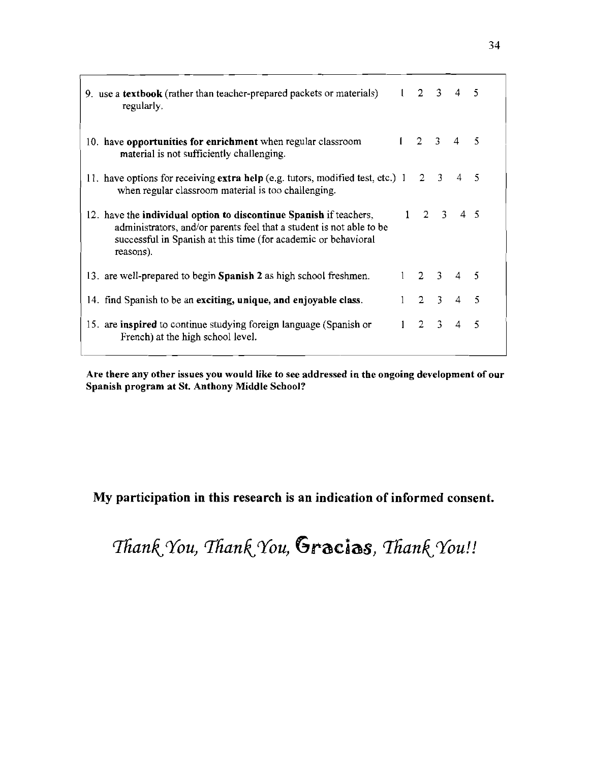| | | | | | |
|---|---|---|---|---|---|
| 9. use a **textbook** (rather than teacher-prepared packets or materials) regularly. | 1 | 2 | 3 | 4 | 5 |
| 10. have **opportunities for enrichment** when regular classroom material is not sufficiently challenging. | 1 | 2 | 3 | 4 | 5 |
| 11. have options for receiving **extra help** (e.g. tutors, modified test, etc.) when regular classroom material is too challenging. | 1 | 2 | 3 | 4 | 5 |
| 12. have the **individual option to discontinue Spanish** if teachers, administrators, and/or parents feel that a student is not able to be successful in Spanish at this time (for academic or behavioral reasons). | 1 | 2 | 3 | 4 | 5 |
| 13. are well-prepared to begin **Spanish 2** as high school freshmen. | 1 | 2 | 3 | 4 | 5 |
| 14. find Spanish to be an **exciting, unique, and enjoyable class**. | 1 | 2 | 3 | 4 | 5 |
| 15. are **inspired** to continue studying foreign language (Spanish or French) at the high school level. | 1 | 2 | 3 | 4 | 5 |

**Are there any other issues you would like to see addressed in the ongoing development of our Spanish program at St. Anthony Middle School?**

**My participation in this research is an indication of informed consent.**

*Thank You, Thank You, Gracias, Thank You!!*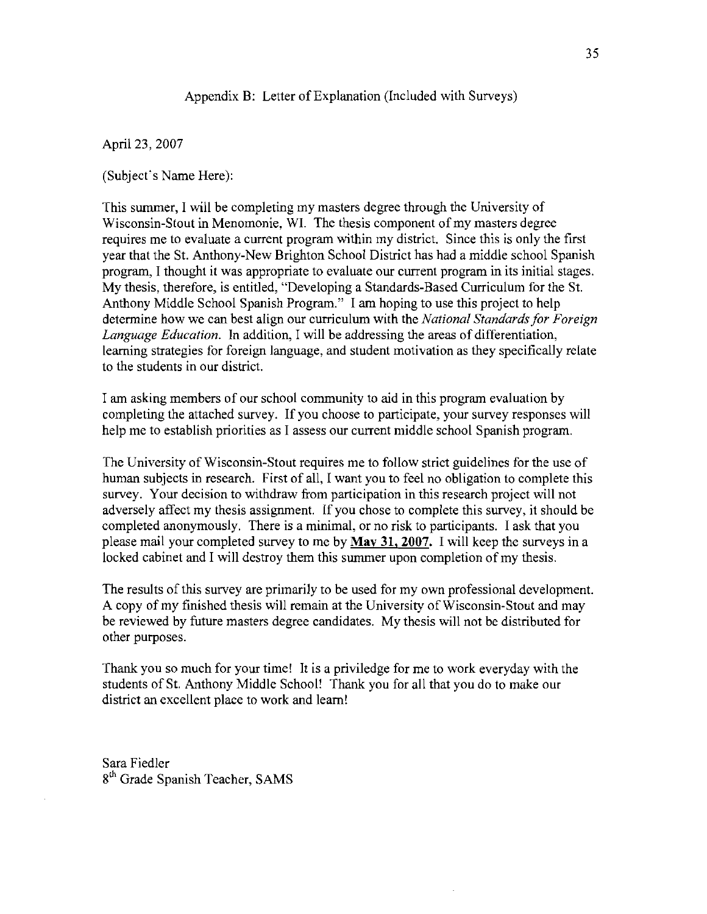## Appendix B: Letter of Explanation (Included with Surveys)

April 23, 2007

(Subject's Name Here):

This summer, I will be completing my masters degree through the University of Wisconsin-Stout in Menomonie, WI. The thesis component of my masters degree requires me to evaluate a current program within my district. Since this is only the first year that the St. Anthony-New Brighton School District has had a middle school Spanish program, I thought it was appropriate to evaluate our current program in its initial stages. My thesis, therefore, is entitled, "Developing a Standards-Based Curriculum for the St. Anthony Middle School Spanish Program." I am hoping to use this project to help determine how we can best align our curriculum with the *National Standards for Foreign Language Education*. In addition, I will be addressing the areas of differentiation, learning strategies for foreign language, and student motivation as they specifically relate to the students in our district.

I am asking members of our school community to aid in this program evaluation by completing the attached survey. If you choose to participate, your survey responses will help me to establish priorities as I assess our current middle school Spanish program.

The University of Wisconsin-Stout requires me to follow strict guidelines for the use of human subjects in research. First of all, I want you to feel no obligation to complete this survey. Your decision to withdraw from participation in this research project will not adversely affect my thesis assignment. If you chose to complete this survey, it should be completed anonymously. There is a minimal, or no risk to participants. I ask that you please mail your completed survey to me by **May 31, 2007.** I will keep the surveys in a locked cabinet and I will destroy them this summer upon completion of my thesis.

The results of this survey are primarily to be used for my own professional development. A copy of my finished thesis will remain at the University of Wisconsin-Stout and may be reviewed by future masters degree candidates. My thesis will not be distributed for other purposes.

Thank you so much for your time! It is a priviledge for me to work everyday with the students of St. Anthony Middle School! Thank you for all that you do to make our district an excellent place to work and learn!

Sara Fiedler
8th Grade Spanish Teacher, SAMS